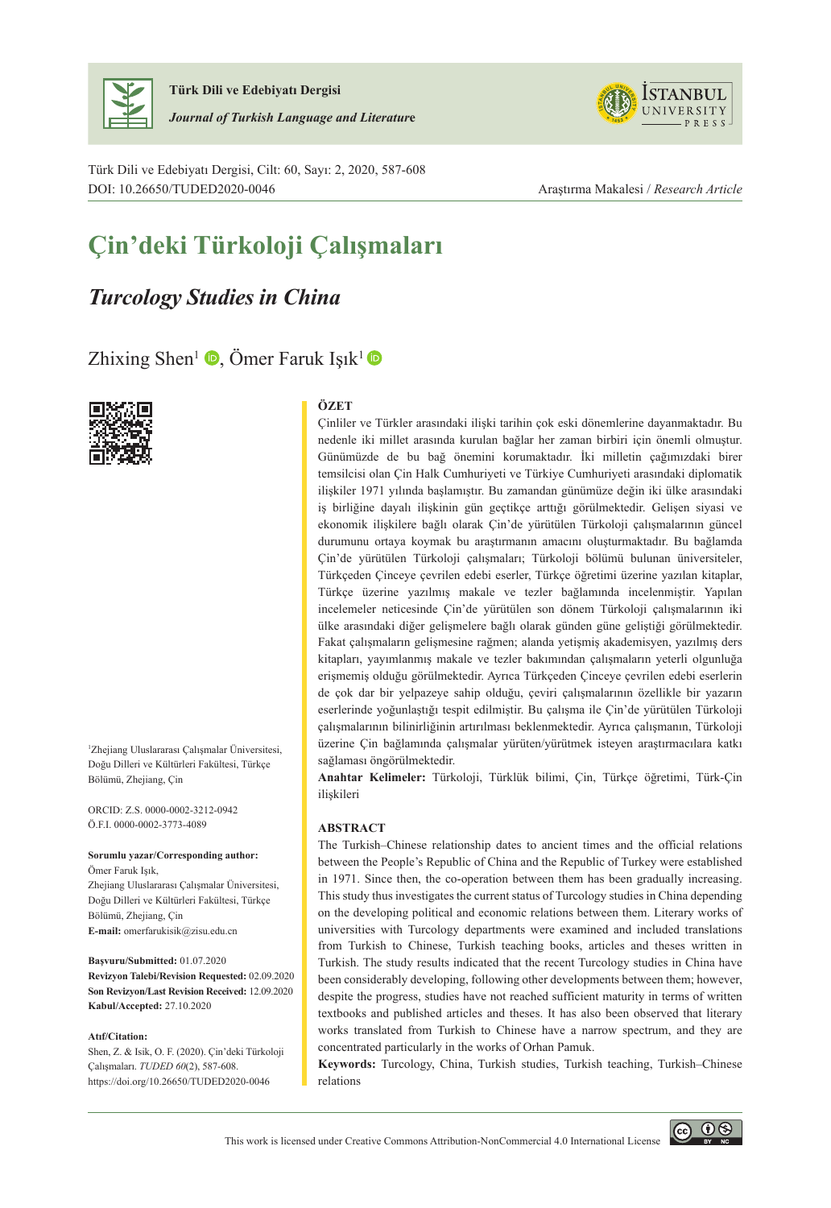Araştırma Makalesi / *Research Article*

# Çin'deki Türkoloji Çalışmaları

## *Turcology Studies in China*

Zhixing Shen[1], Ömer Faruk Işık[1]

[1]Zhejiang Uluslararası Çalışmalar Üniversitesi, Doğu Dilleri ve Kültürleri Fakültesi, Türkçe Bölümü, Zhejiang, Çin

ORCID: Z.S. 0000-0002-3212-0942
Ö.F.I. 0000-0002-3773-4089

**Sorumlu yazar/Corresponding author:**
Ömer Faruk Işık,
Zhejiang Uluslararası Çalışmalar Üniversitesi, Doğu Dilleri ve Kültürleri Fakültesi, Türkçe Bölümü, Zhejiang, Çin
**E-mail:** omerfarukisik@zisu.edu.cn

**Başvuru/Submitted:** 01.07.2020
**Revizyon Talebi/Revision Requested:** 02.09.2020
**Son Revizyon/Last Revision Received:** 12.09.2020
**Kabul/Accepted:** 27.10.2020

**Atıf/Citation:**
Shen, Z. & Isik, O. F. (2020). Çin'deki Türkoloji Çalışmaları. *TUDED 60*(2), 587-608.
https://doi.org/10.26650/TUDED2020-0046

**ÖZET**

Çinliler ve Türkler arasındaki ilişki tarihin çok eski dönemlerine dayanmaktadır. Bu nedenle iki millet arasında kurulan bağlar her zaman birbiri için önemli olmuştur. Günümüzde de bu bağ önemini korumaktadır. İki milletin çağımızdaki birer temsilcisi olan Çin Halk Cumhuriyeti ve Türkiye Cumhuriyeti arasındaki diplomatik ilişkiler 1971 yılında başlamıştır. Bu zamandan günümüze değin iki ülke arasındaki iş birliğine dayalı ilişkinin gün geçtikçe arttığı görülmektedir. Gelişen siyasi ve ekonomik ilişkilere bağlı olarak Çin'de yürütülen Türkoloji çalışmalarının güncel durumunu ortaya koymak bu araştırmanın amacını oluşturmaktadır. Bu bağlamda Çin'de yürütülen Türkoloji çalışmaları; Türkoloji bölümü bulunan üniversiteler, Türkçeden Çinceye çevrilen edebi eserler, Türkçe öğretimi üzerine yazılan kitaplar, Türkçe üzerine yazılmış makale ve tezler bağlamında incelenmiştir. Yapılan incelemeler neticesinde Çin'de yürütülen son dönem Türkoloji çalışmalarının iki ülke arasındaki diğer gelişmelere bağlı olarak günden güne geliştiği görülmektedir. Fakat çalışmaların gelişmesine rağmen; alanda yetişmiş akademisyen, yazılmış ders kitapları, yayımlanmış makale ve tezler bakımından çalışmaların yeterli olgunluğa erişmemiş olduğu görülmektedir. Ayrıca Türkçeden Çinceye çevrilen edebi eserlerin de çok dar bir yelpazeye sahip olduğu, çeviri çalışmalarının özellikle bir yazarın eserlerinde yoğunlaştığı tespit edilmiştir. Bu çalışma ile Çin'de yürütülen Türkoloji çalışmalarının bilinirliğinin artırılması beklenmektedir. Ayrıca çalışmanın, Türkoloji üzerine Çin bağlamında çalışmalar yürüten/yürütmek isteyen araştırmacılara katkı sağlaması öngörülmektedir.

**Anahtar Kelimeler:** Türkoloji, Türklük bilimi, Çin, Türkçe öğretimi, Türk-Çin ilişkileri

**ABSTRACT**

The Turkish–Chinese relationship dates to ancient times and the official relations between the People's Republic of China and the Republic of Turkey were established in 1971. Since then, the co-operation between them has been gradually increasing. This study thus investigates the current status of Turcology studies in China depending on the developing political and economic relations between them. Literary works of universities with Turcology departments were examined and included translations from Turkish to Chinese, Turkish teaching books, articles and theses written in Turkish. The study results indicated that the recent Turcology studies in China have been considerably developing, following other developments between them; however, despite the progress, studies have not reached sufficient maturity in terms of written textbooks and published articles and theses. It has also been observed that literary works translated from Turkish to Chinese have a narrow spectrum, and they are concentrated particularly in the works of Orhan Pamuk.

**Keywords:** Turcology, China, Turkish studies, Turkish teaching, Turkish–Chinese relations

This work is licensed under Creative Commons Attribution-NonCommercial 4.0 International License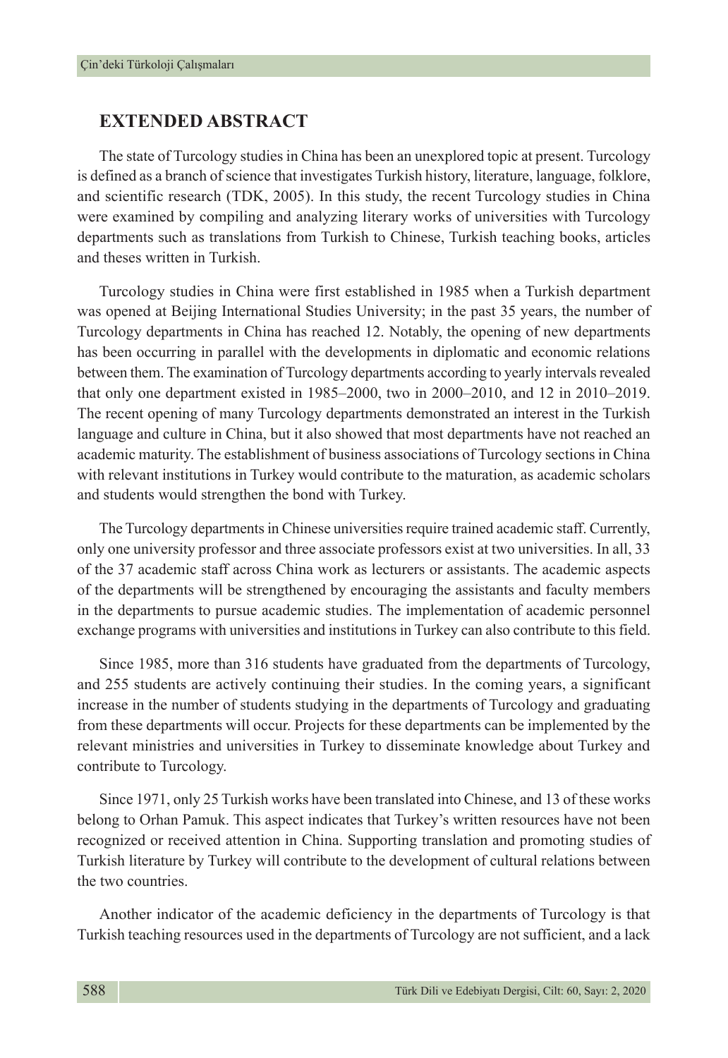## EXTENDED ABSTRACT

The state of Turcology studies in China has been an unexplored topic at present. Turcology is defined as a branch of science that investigates Turkish history, literature, language, folklore, and scientific research (TDK, 2005). In this study, the recent Turcology studies in China were examined by compiling and analyzing literary works of universities with Turcology departments such as translations from Turkish to Chinese, Turkish teaching books, articles and theses written in Turkish.

Turcology studies in China were first established in 1985 when a Turkish department was opened at Beijing International Studies University; in the past 35 years, the number of Turcology departments in China has reached 12. Notably, the opening of new departments has been occurring in parallel with the developments in diplomatic and economic relations between them. The examination of Turcology departments according to yearly intervals revealed that only one department existed in 1985–2000, two in 2000–2010, and 12 in 2010–2019. The recent opening of many Turcology departments demonstrated an interest in the Turkish language and culture in China, but it also showed that most departments have not reached an academic maturity. The establishment of business associations of Turcology sections in China with relevant institutions in Turkey would contribute to the maturation, as academic scholars and students would strengthen the bond with Turkey.

The Turcology departments in Chinese universities require trained academic staff. Currently, only one university professor and three associate professors exist at two universities. In all, 33 of the 37 academic staff across China work as lecturers or assistants. The academic aspects of the departments will be strengthened by encouraging the assistants and faculty members in the departments to pursue academic studies. The implementation of academic personnel exchange programs with universities and institutions in Turkey can also contribute to this field.

Since 1985, more than 316 students have graduated from the departments of Turcology, and 255 students are actively continuing their studies. In the coming years, a significant increase in the number of students studying in the departments of Turcology and graduating from these departments will occur. Projects for these departments can be implemented by the relevant ministries and universities in Turkey to disseminate knowledge about Turkey and contribute to Turcology.

Since 1971, only 25 Turkish works have been translated into Chinese, and 13 of these works belong to Orhan Pamuk. This aspect indicates that Turkey's written resources have not been recognized or received attention in China. Supporting translation and promoting studies of Turkish literature by Turkey will contribute to the development of cultural relations between the two countries.

Another indicator of the academic deficiency in the departments of Turcology is that Turkish teaching resources used in the departments of Turcology are not sufficient, and a lack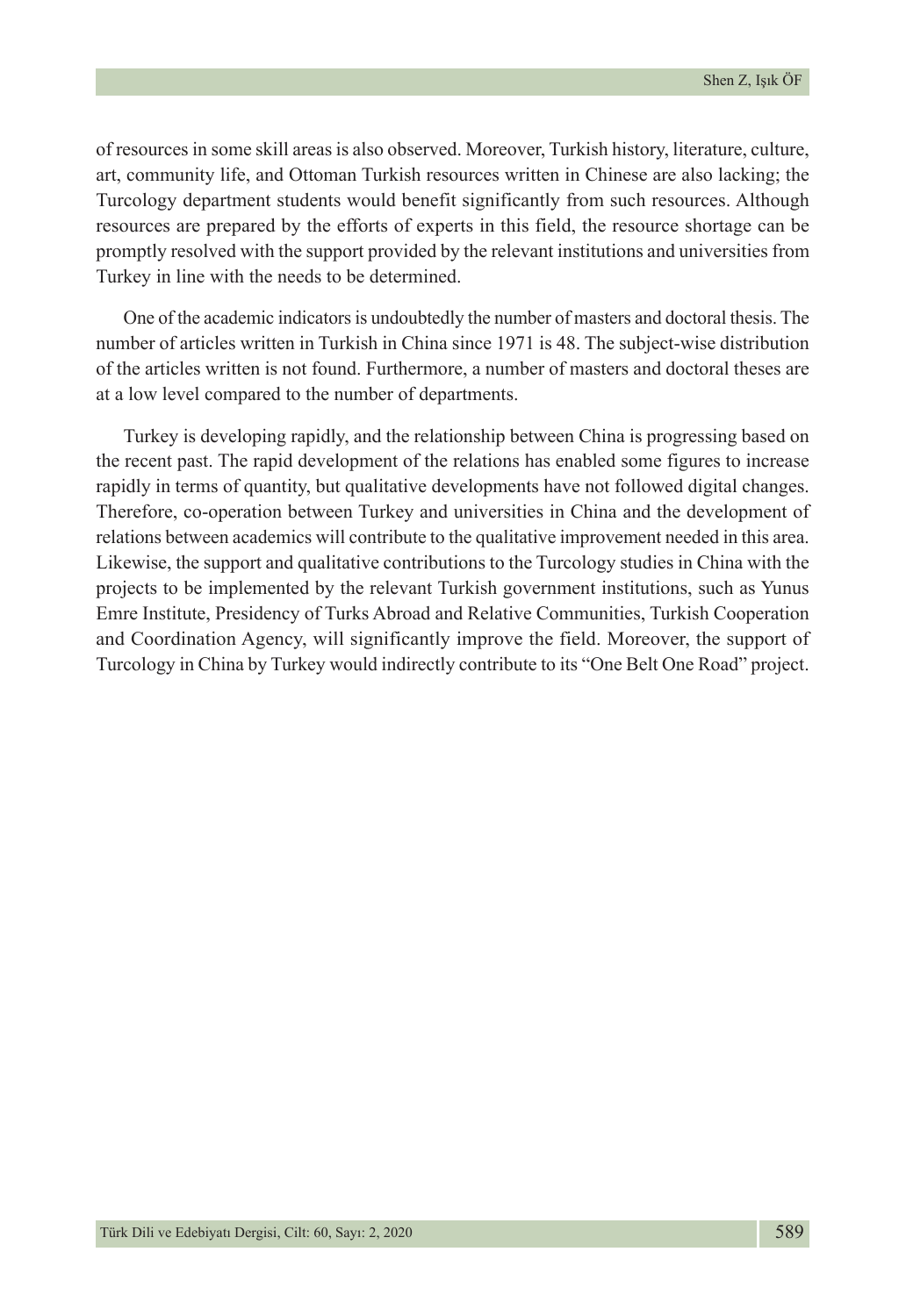of resources in some skill areas is also observed. Moreover, Turkish history, literature, culture, art, community life, and Ottoman Turkish resources written in Chinese are also lacking; the Turcology department students would benefit significantly from such resources. Although resources are prepared by the efforts of experts in this field, the resource shortage can be promptly resolved with the support provided by the relevant institutions and universities from Turkey in line with the needs to be determined.

One of the academic indicators is undoubtedly the number of masters and doctoral thesis. The number of articles written in Turkish in China since 1971 is 48. The subject-wise distribution of the articles written is not found. Furthermore, a number of masters and doctoral theses are at a low level compared to the number of departments.

Turkey is developing rapidly, and the relationship between China is progressing based on the recent past. The rapid development of the relations has enabled some figures to increase rapidly in terms of quantity, but qualitative developments have not followed digital changes. Therefore, co-operation between Turkey and universities in China and the development of relations between academics will contribute to the qualitative improvement needed in this area. Likewise, the support and qualitative contributions to the Turcology studies in China with the projects to be implemented by the relevant Turkish government institutions, such as Yunus Emre Institute, Presidency of Turks Abroad and Relative Communities, Turkish Cooperation and Coordination Agency, will significantly improve the field. Moreover, the support of Turcology in China by Turkey would indirectly contribute to its "One Belt One Road" project.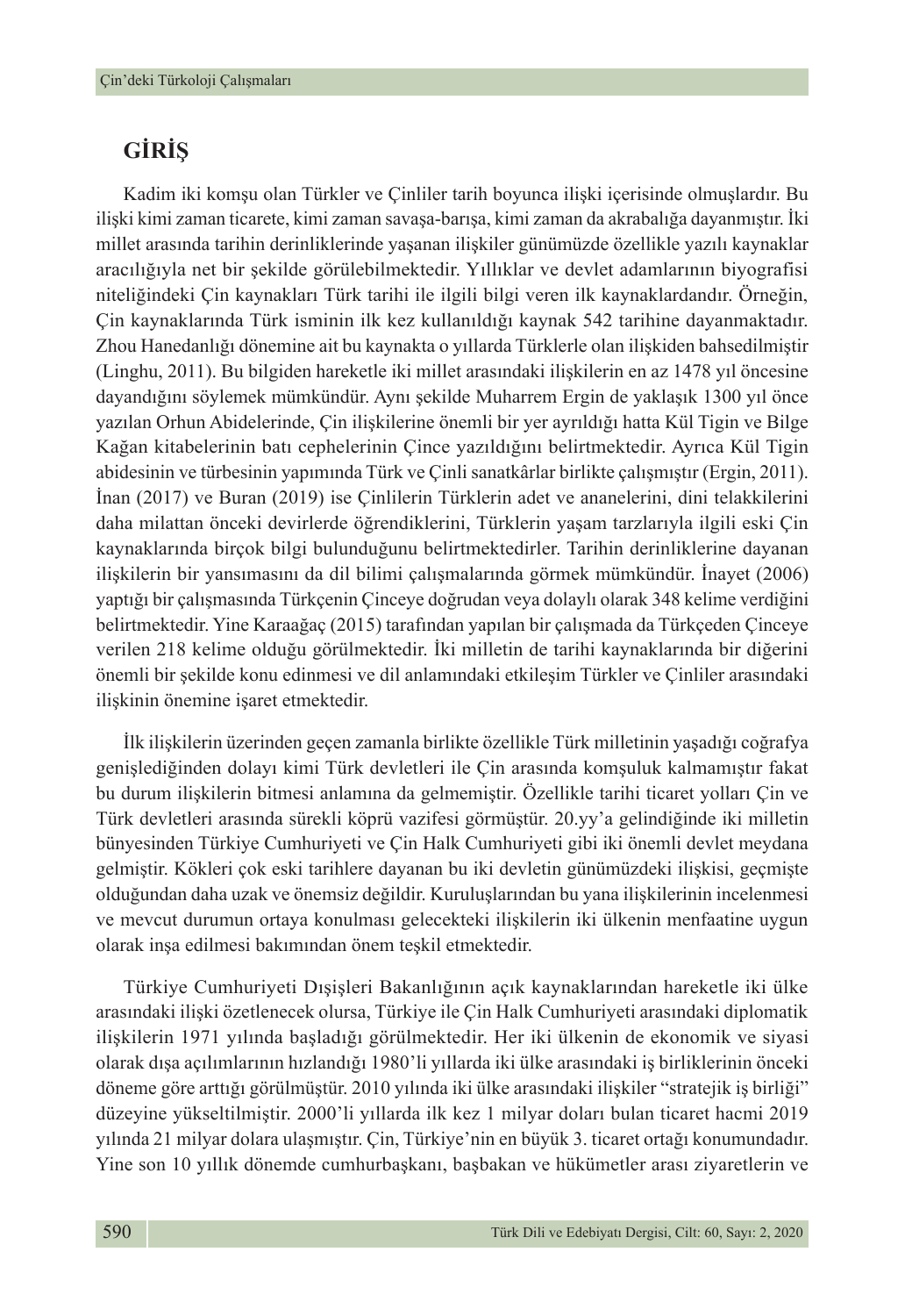## GİRİŞ

Kadim iki komşu olan Türkler ve Çinliler tarih boyunca ilişki içerisinde olmuşlardır. Bu ilişki kimi zaman ticarete, kimi zaman savaşa-barışa, kimi zaman da akrabalığa dayanmıştır. İki millet arasında tarihin derinliklerinde yaşanan ilişkiler günümüzde özellikle yazılı kaynaklar aracılığıyla net bir şekilde görülebilmektedir. Yıllıklar ve devlet adamlarının biyografisi niteliğindeki Çin kaynakları Türk tarihi ile ilgili bilgi veren ilk kaynaklardandır. Örneğin, Çin kaynaklarında Türk isminin ilk kez kullanıldığı kaynak 542 tarihine dayanmaktadır. Zhou Hanedanlığı dönemine ait bu kaynakta o yıllarda Türklerle olan ilişkiden bahsedilmiştir (Linghu, 2011). Bu bilgiden hareketle iki millet arasındaki ilişkilerin en az 1478 yıl öncesine dayandığını söylemek mümkündür. Aynı şekilde Muharrem Ergin de yaklaşık 1300 yıl önce yazılan Orhun Abidelerinde, Çin ilişkilerine önemli bir yer ayrıldığı hatta Kül Tigin ve Bilge Kağan kitabelerinin batı cephelerinin Çince yazıldığını belirtmektedir. Ayrıca Kül Tigin abidesinin ve türbesinin yapımında Türk ve Çinli sanatkârlar birlikte çalışmıştır (Ergin, 2011). İnan (2017) ve Buran (2019) ise Çinlilerin Türklerin adet ve ananelerini, dini telakkilerini daha milattan önceki devirlerde öğrendiklerini, Türklerin yaşam tarzlarıyla ilgili eski Çin kaynaklarında birçok bilgi bulunduğunu belirtmektedirler. Tarihin derinliklerine dayanan ilişkilerin bir yansımasını da dil bilimi çalışmalarında görmek mümkündür. İnayet (2006) yaptığı bir çalışmasında Türkçenin Çinceye doğrudan veya dolaylı olarak 348 kelime verdiğini belirtmektedir. Yine Karaağaç (2015) tarafından yapılan bir çalışmada da Türkçeden Çinceye verilen 218 kelime olduğu görülmektedir. İki milletin de tarihi kaynaklarında bir diğerini önemli bir şekilde konu edinmesi ve dil anlamındaki etkileşim Türkler ve Çinliler arasındaki ilişkinin önemine işaret etmektedir.

İlk ilişkilerin üzerinden geçen zamanla birlikte özellikle Türk milletinin yaşadığı coğrafya genişlediğinden dolayı kimi Türk devletleri ile Çin arasında komşuluk kalmamıştır fakat bu durum ilişkilerin bitmesi anlamına da gelmemiştir. Özellikle tarihi ticaret yolları Çin ve Türk devletleri arasında sürekli köprü vazifesi görmüştür. 20.yy'a gelindiğinde iki milletin bünyesinden Türkiye Cumhuriyeti ve Çin Halk Cumhuriyeti gibi iki önemli devlet meydana gelmiştir. Kökleri çok eski tarihlere dayanan bu iki devletin günümüzdeki ilişkisi, geçmişte olduğundan daha uzak ve önemsiz değildir. Kuruluşlarından bu yana ilişkilerinin incelenmesi ve mevcut durumun ortaya konulması gelecekteki ilişkilerin iki ülkenin menfaatine uygun olarak inşa edilmesi bakımından önem teşkil etmektedir.

Türkiye Cumhuriyeti Dışişleri Bakanlığının açık kaynaklarından hareketle iki ülke arasındaki ilişki özetlenecek olursa, Türkiye ile Çin Halk Cumhuriyeti arasındaki diplomatik ilişkilerin 1971 yılında başladığı görülmektedir. Her iki ülkenin de ekonomik ve siyasi olarak dışa açılımlarının hızlandığı 1980'li yıllarda iki ülke arasındaki iş birliklerinin önceki döneme göre arttığı görülmüştür. 2010 yılında iki ülke arasındaki ilişkiler "stratejik iş birliği" düzeyine yükseltilmiştir. 2000'li yıllarda ilk kez 1 milyar doları bulan ticaret hacmi 2019 yılında 21 milyar dolara ulaşmıştır. Çin, Türkiye'nin en büyük 3. ticaret ortağı konumundadır. Yine son 10 yıllık dönemde cumhurbaşkanı, başbakan ve hükümetler arası ziyaretlerin ve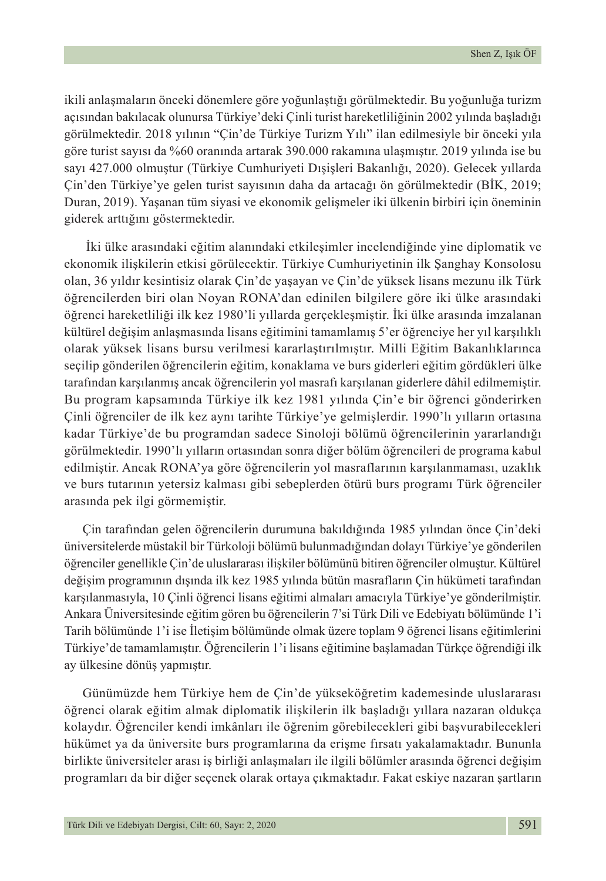ikili anlaşmaların önceki dönemlere göre yoğunlaştığı görülmektedir. Bu yoğunluğa turizm açısından bakılacak olunursa Türkiye'deki Çinli turist hareketliliğinin 2002 yılında başladığı görülmektedir. 2018 yılının "Çin'de Türkiye Turizm Yılı" ilan edilmesiyle bir önceki yıla göre turist sayısı da %60 oranında artarak 390.000 rakamına ulaşmıştır. 2019 yılında ise bu sayı 427.000 olmuştur (Türkiye Cumhuriyeti Dışişleri Bakanlığı, 2020). Gelecek yıllarda Çin'den Türkiye'ye gelen turist sayısının daha da artacağı ön görülmektedir (BİK, 2019; Duran, 2019). Yaşanan tüm siyasi ve ekonomik gelişmeler iki ülkenin birbiri için öneminin giderek arttığını göstermektedir.

İki ülke arasındaki eğitim alanındaki etkileşimler incelendiğinde yine diplomatik ve ekonomik ilişkilerin etkisi görülecektir. Türkiye Cumhuriyetinin ilk Şanghay Konsolosu olan, 36 yıldır kesintisiz olarak Çin'de yaşayan ve Çin'de yüksek lisans mezunu ilk Türk öğrencilerden biri olan Noyan RONA'dan edinilen bilgilere göre iki ülke arasındaki öğrenci hareketliliği ilk kez 1980'li yıllarda gerçekleşmiştir. İki ülke arasında imzalanan kültürel değişim anlaşmasında lisans eğitimini tamamlamış 5'er öğrenciye her yıl karşılıklı olarak yüksek lisans bursu verilmesi kararlaştırılmıştır. Milli Eğitim Bakanlıklarınca seçilip gönderilen öğrencilerin eğitim, konaklama ve burs giderleri eğitim gördükleri ülke tarafından karşılanmış ancak öğrencilerin yol masrafı karşılanan giderlere dâhil edilmemiştir. Bu program kapsamında Türkiye ilk kez 1981 yılında Çin'e bir öğrenci gönderirken Çinli öğrenciler de ilk kez aynı tarihte Türkiye'ye gelmişlerdir. 1990'lı yılların ortasına kadar Türkiye'de bu programdan sadece Sinoloji bölümü öğrencilerinin yararlandığı görülmektedir. 1990'lı yılların ortasından sonra diğer bölüm öğrencileri de programa kabul edilmiştir. Ancak RONA'ya göre öğrencilerin yol masraflarının karşılanmaması, uzaklık ve burs tutarının yetersiz kalması gibi sebeplerden ötürü burs programı Türk öğrenciler arasında pek ilgi görmemiştir.

Çin tarafından gelen öğrencilerin durumuna bakıldığında 1985 yılından önce Çin'deki üniversitelerde müstakil bir Türkoloji bölümü bulunmadığından dolayı Türkiye'ye gönderilen öğrenciler genellikle Çin'de uluslararası ilişkiler bölümünü bitiren öğrenciler olmuştur. Kültürel değişim programının dışında ilk kez 1985 yılında bütün masrafların Çin hükümeti tarafından karşılanmasıyla, 10 Çinli öğrenci lisans eğitimi almaları amacıyla Türkiye'ye gönderilmiştir. Ankara Üniversitesinde eğitim gören bu öğrencilerin 7'si Türk Dili ve Edebiyatı bölümünde 1'i Tarih bölümünde 1'i ise İletişim bölümünde olmak üzere toplam 9 öğrenci lisans eğitimlerini Türkiye'de tamamlamıştır. Öğrencilerin 1'i lisans eğitimine başlamadan Türkçe öğrendiği ilk ay ülkesine dönüş yapmıştır.

Günümüzde hem Türkiye hem de Çin'de yükseköğretim kademesinde uluslararası öğrenci olarak eğitim almak diplomatik ilişkilerin ilk başladığı yıllara nazaran oldukça kolaydır. Öğrenciler kendi imkânları ile öğrenim görebilecekleri gibi başvurabilecekleri hükümet ya da üniversite burs programlarına da erişme fırsatı yakalamaktadır. Bununla birlikte üniversiteler arası iş birliği anlaşmaları ile ilgili bölümler arasında öğrenci değişim programları da bir diğer seçenek olarak ortaya çıkmaktadır. Fakat eskiye nazaran şartların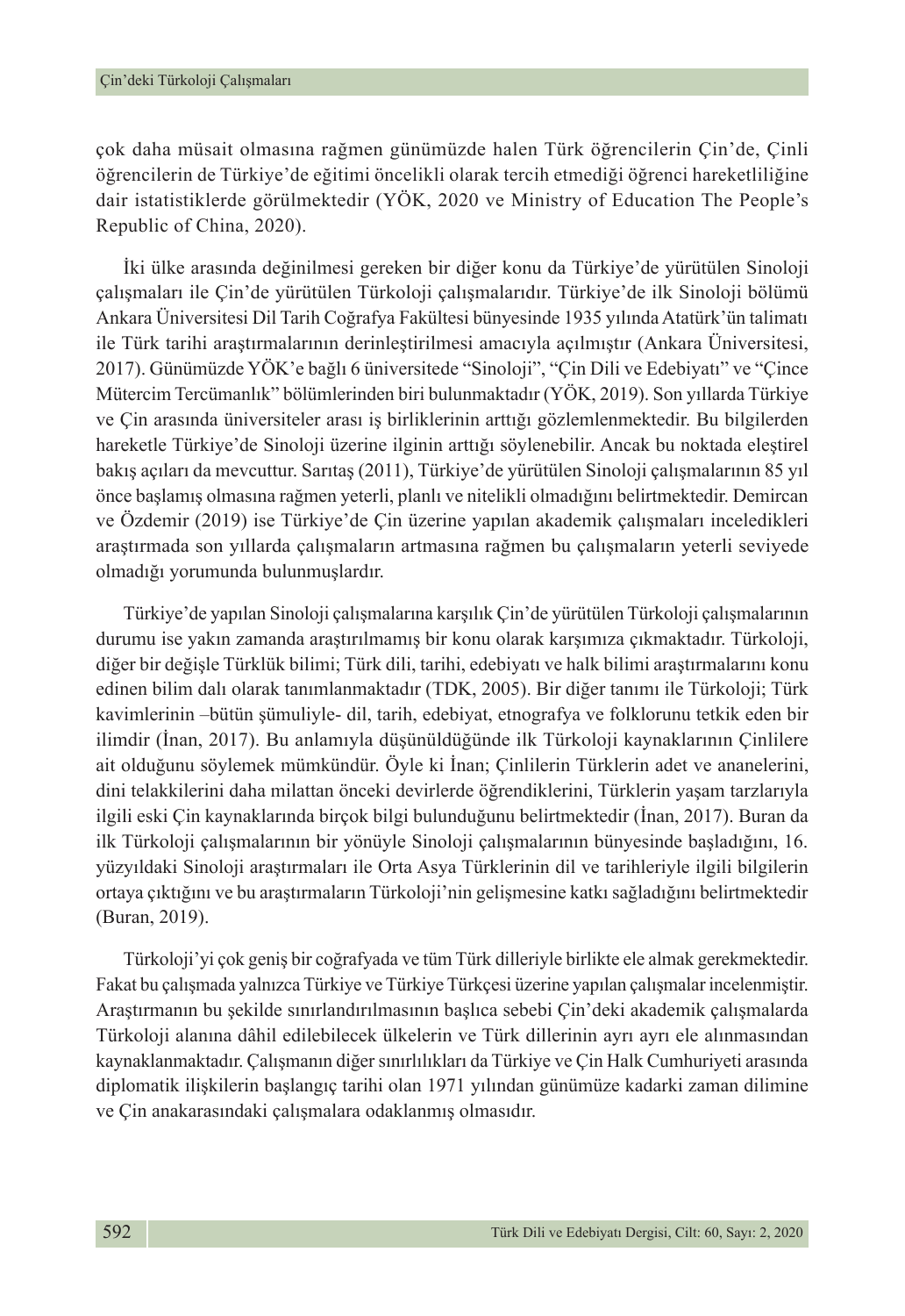çok daha müsait olmasına rağmen günümüzde halen Türk öğrencilerin Çin'de, Çinli öğrencilerin de Türkiye'de eğitimi öncelikli olarak tercih etmediği öğrenci hareketliliğine dair istatistiklerde görülmektedir (YÖK, 2020 ve Ministry of Education The People's Republic of China, 2020).

İki ülke arasında değinilmesi gereken bir diğer konu da Türkiye'de yürütülen Sinoloji çalışmaları ile Çin'de yürütülen Türkoloji çalışmalarıdır. Türkiye'de ilk Sinoloji bölümü Ankara Üniversitesi Dil Tarih Coğrafya Fakültesi bünyesinde 1935 yılında Atatürk'ün talimatı ile Türk tarihi araştırmalarının derinleştirilmesi amacıyla açılmıştır (Ankara Üniversitesi, 2017). Günümüzde YÖK'e bağlı 6 üniversitede "Sinoloji", "Çin Dili ve Edebiyatı" ve "Çince Mütercim Tercümanlık" bölümlerinden biri bulunmaktadır (YÖK, 2019). Son yıllarda Türkiye ve Çin arasında üniversiteler arası iş birliklerinin arttığı gözlemlenmektedir. Bu bilgilerden hareketle Türkiye'de Sinoloji üzerine ilginin arttığı söylenebilir. Ancak bu noktada eleştirel bakış açıları da mevcuttur. Sarıtaş (2011), Türkiye'de yürütülen Sinoloji çalışmalarının 85 yıl önce başlamış olmasına rağmen yeterli, planlı ve nitelikli olmadığını belirtmektedir. Demircan ve Özdemir (2019) ise Türkiye'de Çin üzerine yapılan akademik çalışmaları inceledikleri araştırmada son yıllarda çalışmaların artmasına rağmen bu çalışmaların yeterli seviyede olmadığı yorumunda bulunmuşlardır.

Türkiye'de yapılan Sinoloji çalışmalarına karşılık Çin'de yürütülen Türkoloji çalışmalarının durumu ise yakın zamanda araştırılmamış bir konu olarak karşımıza çıkmaktadır. Türkoloji, diğer bir değişle Türklük bilimi; Türk dili, tarihi, edebiyatı ve halk bilimi araştırmalarını konu edinen bilim dalı olarak tanımlanmaktadır (TDK, 2005). Bir diğer tanımı ile Türkoloji; Türk kavimlerinin –bütün şümuliyle- dil, tarih, edebiyat, etnografya ve folklorunu tetkik eden bir ilimdir (İnan, 2017). Bu anlamıyla düşünüldüğünde ilk Türkoloji kaynaklarının Çinlilere ait olduğunu söylemek mümkündür. Öyle ki İnan; Çinlilerin Türklerin adet ve ananelerini, dini telakkilerini daha milattan önceki devirlerde öğrendiklerini, Türklerin yaşam tarzlarıyla ilgili eski Çin kaynaklarında birçok bilgi bulunduğunu belirtmektedir (İnan, 2017). Buran da ilk Türkoloji çalışmalarının bir yönüyle Sinoloji çalışmalarının bünyesinde başladığını, 16. yüzyıldaki Sinoloji araştırmaları ile Orta Asya Türklerinin dil ve tarihleriyle ilgili bilgilerin ortaya çıktığını ve bu araştırmaların Türkoloji'nin gelişmesine katkı sağladığını belirtmektedir (Buran, 2019).

Türkoloji'yi çok geniş bir coğrafyada ve tüm Türk dilleriyle birlikte ele almak gerekmektedir. Fakat bu çalışmada yalnızca Türkiye ve Türkiye Türkçesi üzerine yapılan çalışmalar incelenmiştir. Araştırmanın bu şekilde sınırlandırılmasının başlıca sebebi Çin'deki akademik çalışmalarda Türkoloji alanına dâhil edilebilecek ülkelerin ve Türk dillerinin ayrı ayrı ele alınmasından kaynaklanmaktadır. Çalışmanın diğer sınırlılıkları da Türkiye ve Çin Halk Cumhuriyeti arasında diplomatik ilişkilerin başlangıç tarihi olan 1971 yılından günümüze kadarki zaman dilimine ve Çin anakarasındaki çalışmalara odaklanmış olmasıdır.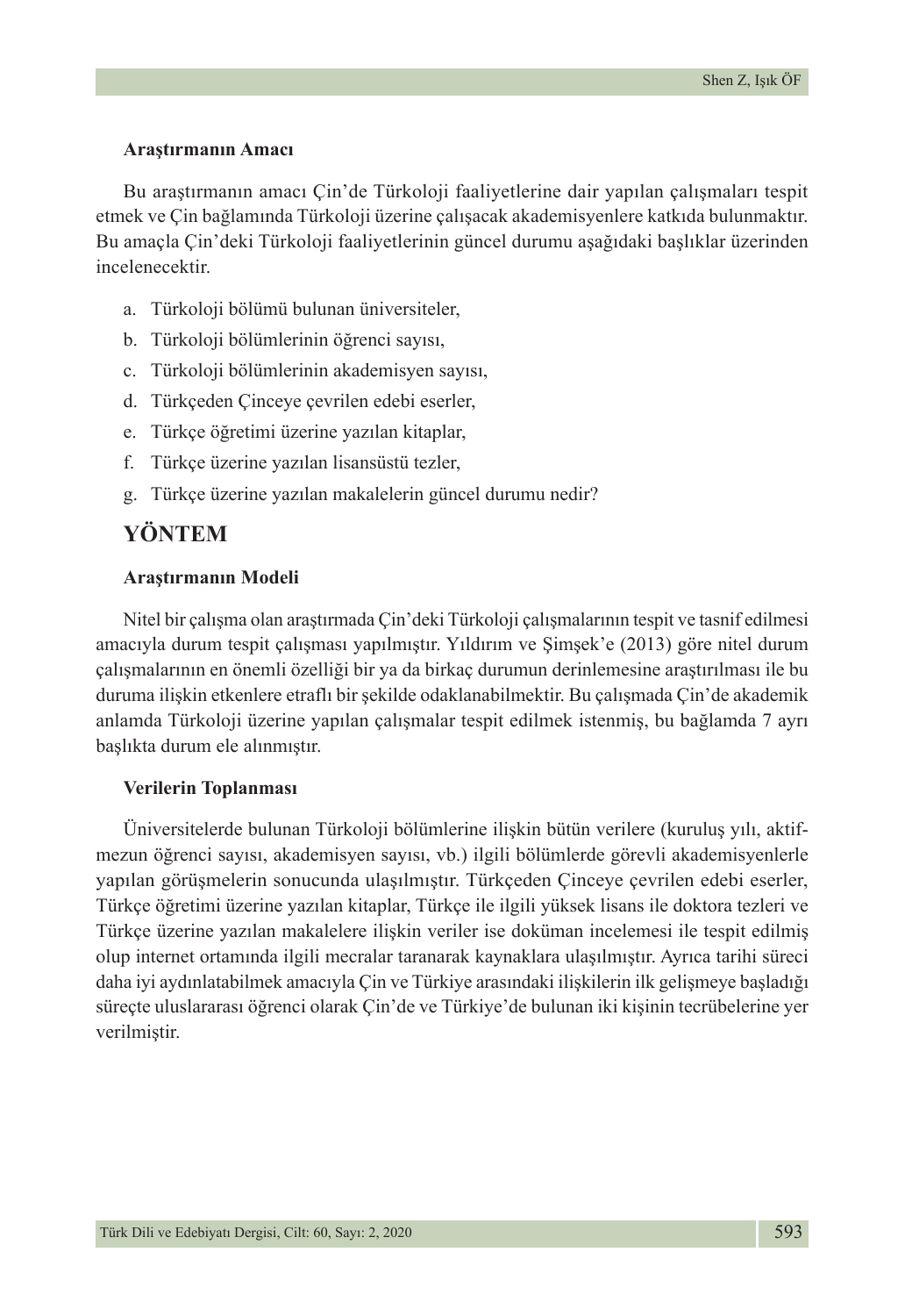### Araştırmanın Amacı

Bu araştırmanın amacı Çin'de Türkoloji faaliyetlerine dair yapılan çalışmaları tespit etmek ve Çin bağlamında Türkoloji üzerine çalışacak akademisyenlere katkıda bulunmaktır. Bu amaçla Çin'deki Türkoloji faaliyetlerinin güncel durumu aşağıdaki başlıklar üzerinden incelenecektir.

a. Türkoloji bölümü bulunan üniversiteler,
b. Türkoloji bölümlerinin öğrenci sayısı,
c. Türkoloji bölümlerinin akademisyen sayısı,
d. Türkçeden Çinceye çevrilen edebi eserler,
e. Türkçe öğretimi üzerine yazılan kitaplar,
f. Türkçe üzerine yazılan lisansüstü tezler,
g. Türkçe üzerine yazılan makalelerin güncel durumu nedir?

## YÖNTEM

### Araştırmanın Modeli

Nitel bir çalışma olan araştırmada Çin'deki Türkoloji çalışmalarının tespit ve tasnif edilmesi amacıyla durum tespit çalışması yapılmıştır. Yıldırım ve Şimşek'e (2013) göre nitel durum çalışmalarının en önemli özelliği bir ya da birkaç durumun derinlemesine araştırılması ile bu duruma ilişkin etkenlere etraflı bir şekilde odaklanabilmektir. Bu çalışmada Çin'de akademik anlamda Türkoloji üzerine yapılan çalışmalar tespit edilmek istenmiş, bu bağlamda 7 ayrı başlıkta durum ele alınmıştır.

### Verilerin Toplanması

Üniversitelerde bulunan Türkoloji bölümlerine ilişkin bütün verilere (kuruluş yılı, aktif-mezun öğrenci sayısı, akademisyen sayısı, vb.) ilgili bölümlerde görevli akademisyenlerle yapılan görüşmelerin sonucunda ulaşılmıştır. Türkçeden Çinceye çevrilen edebi eserler, Türkçe öğretimi üzerine yazılan kitaplar, Türkçe ile ilgili yüksek lisans ile doktora tezleri ve Türkçe üzerine yazılan makalelere ilişkin veriler ise doküman incelemesi ile tespit edilmiş olup internet ortamında ilgili mecralar taranarak kaynaklara ulaşılmıştır. Ayrıca tarihi süreci daha iyi aydınlatabilmek amacıyla Çin ve Türkiye arasındaki ilişkilerin ilk gelişmeye başladığı süreçte uluslararası öğrenci olarak Çin'de ve Türkiye'de bulunan iki kişinin tecrübelerine yer verilmiştir.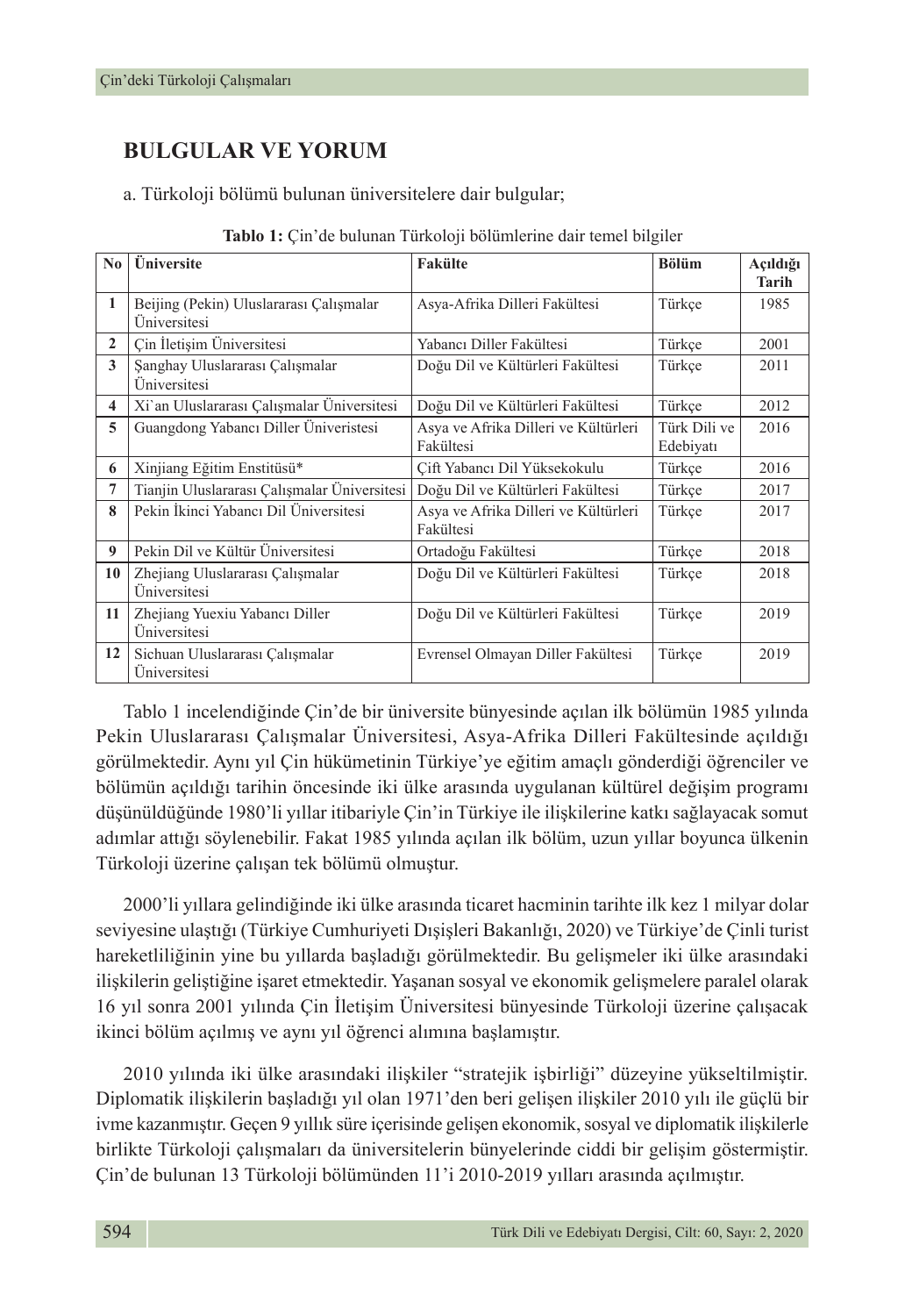## BULGULAR VE YORUM

a. Türkoloji bölümü bulunan üniversitelere dair bulgular;

**Tablo 1:** Çin'de bulunan Türkoloji bölümlerine dair temel bilgiler

| No | Üniversite | Fakülte | Bölüm | Açıldığı Tarih |
|---|---|---|---|---|
| 1 | Beijing (Pekin) Uluslararası Çalışmalar Üniversitesi | Asya-Afrika Dilleri Fakültesi | Türkçe | 1985 |
| 2 | Çin İletişim Üniversitesi | Yabancı Diller Fakültesi | Türkçe | 2001 |
| 3 | Şanghay Uluslararası Çalışmalar Üniversitesi | Doğu Dil ve Kültürleri Fakültesi | Türkçe | 2011 |
| 4 | Xi`an Uluslararası Çalışmalar Üniversitesi | Doğu Dil ve Kültürleri Fakültesi | Türkçe | 2012 |
| 5 | Guangdong Yabancı Diller Üniveristesi | Asya ve Afrika Dilleri ve Kültürleri Fakültesi | Türk Dili ve Edebiyatı | 2016 |
| 6 | Xinjiang Eğitim Enstitüsü* | Çift Yabancı Dil Yüksekokulu | Türkçe | 2016 |
| 7 | Tianjin Uluslararası Çalışmalar Üniversitesi | Doğu Dil ve Kültürleri Fakültesi | Türkçe | 2017 |
| 8 | Pekin İkinci Yabancı Dil Üniversitesi | Asya ve Afrika Dilleri ve Kültürleri Fakültesi | Türkçe | 2017 |
| 9 | Pekin Dil ve Kültür Üniversitesi | Ortadoğu Fakültesi | Türkçe | 2018 |
| 10 | Zhejiang Uluslararası Çalışmalar Üniversitesi | Doğu Dil ve Kültürleri Fakültesi | Türkçe | 2018 |
| 11 | Zhejiang Yuexiu Yabancı Diller Üniversitesi | Doğu Dil ve Kültürleri Fakültesi | Türkçe | 2019 |
| 12 | Sichuan Uluslararası Çalışmalar Üniversitesi | Evrensel Olmayan Diller Fakültesi | Türkçe | 2019 |

Tablo 1 incelendiğinde Çin'de bir üniversite bünyesinde açılan ilk bölümün 1985 yılında Pekin Uluslararası Çalışmalar Üniversitesi, Asya-Afrika Dilleri Fakültesinde açıldığı görülmektedir. Aynı yıl Çin hükümetinin Türkiye'ye eğitim amaçlı gönderdiği öğrenciler ve bölümün açıldığı tarihin öncesinde iki ülke arasında uygulanan kültürel değişim programı düşünüldüğünde 1980'li yıllar itibariyle Çin'in Türkiye ile ilişkilerine katkı sağlayacak somut adımlar attığı söylenebilir. Fakat 1985 yılında açılan ilk bölüm, uzun yıllar boyunca ülkenin Türkoloji üzerine çalışan tek bölümü olmuştur.

2000'li yıllara gelindiğinde iki ülke arasında ticaret hacminin tarihte ilk kez 1 milyar dolar seviyesine ulaştığı (Türkiye Cumhuriyeti Dışişleri Bakanlığı, 2020) ve Türkiye'de Çinli turist hareketliliğinin yine bu yıllarda başladığı görülmektedir. Bu gelişmeler iki ülke arasındaki ilişkilerin geliştiğine işaret etmektedir. Yaşanan sosyal ve ekonomik gelişmelere paralel olarak 16 yıl sonra 2001 yılında Çin İletişim Üniversitesi bünyesinde Türkoloji üzerine çalışacak ikinci bölüm açılmış ve aynı yıl öğrenci alımına başlamıştır.

2010 yılında iki ülke arasındaki ilişkiler "stratejik işbirliği" düzeyine yükseltilmiştir. Diplomatik ilişkilerin başladığı yıl olan 1971'den beri gelişen ilişkiler 2010 yılı ile güçlü bir ivme kazanmıştır. Geçen 9 yıllık süre içerisinde gelişen ekonomik, sosyal ve diplomatik ilişkilerle birlikte Türkoloji çalışmaları da üniversitelerin bünyelerinde ciddi bir gelişim göstermiştir. Çin'de bulunan 13 Türkoloji bölümünden 11'i 2010-2019 yılları arasında açılmıştır.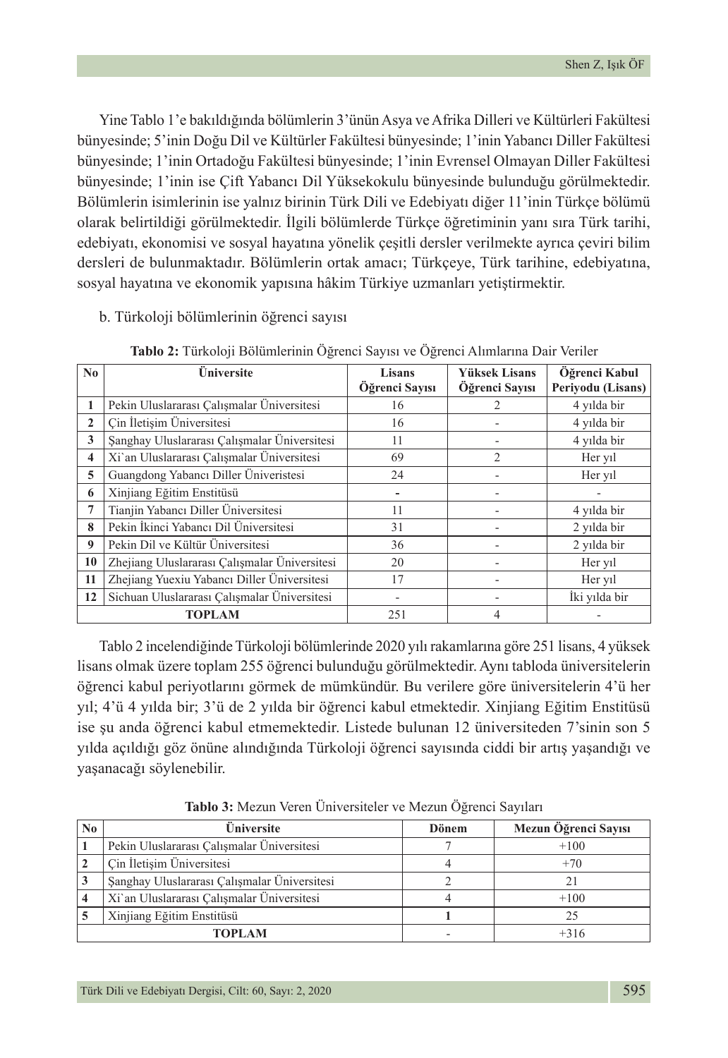Yine Tablo 1'e bakıldığında bölümlerin 3'ünün Asya ve Afrika Dilleri ve Kültürleri Fakültesi bünyesinde; 5'inin Doğu Dil ve Kültürler Fakültesi bünyesinde; 1'inin Yabancı Diller Fakültesi bünyesinde; 1'inin Ortadoğu Fakültesi bünyesinde; 1'inin Evrensel Olmayan Diller Fakültesi bünyesinde; 1'inin ise Çift Yabancı Dil Yüksekokulu bünyesinde bulunduğu görülmektedir. Bölümlerin isimlerinin ise yalnız birinin Türk Dili ve Edebiyatı diğer 11'inin Türkçe bölümü olarak belirtildiği görülmektedir. İlgili bölümlerde Türkçe öğretiminin yanı sıra Türk tarihi, edebiyatı, ekonomisi ve sosyal hayatına yönelik çeşitli dersler verilmekte ayrıca çeviri bilim dersleri de bulunmaktadır. Bölümlerin ortak amacı; Türkçeye, Türk tarihine, edebiyatına, sosyal hayatına ve ekonomik yapısına hâkim Türkiye uzmanları yetiştirmektir.

b. Türkoloji bölümlerinin öğrenci sayısı

**Tablo 2:** Türkoloji Bölümlerinin Öğrenci Sayısı ve Öğrenci Alımlarına Dair Veriler

| No | Üniversite | Lisans Öğrenci Sayısı | Yüksek Lisans Öğrenci Sayısı | Öğrenci Kabul Periyodu (Lisans) |
|---|---|---|---|---|
| 1 | Pekin Uluslararası Çalışmalar Üniversitesi | 16 | 2 | 4 yılda bir |
| 2 | Çin İletişim Üniversitesi | 16 | - | 4 yılda bir |
| 3 | Şanghay Uluslararası Çalışmalar Üniversitesi | 11 | - | 4 yılda bir |
| 4 | Xi`an Uluslararası Çalışmalar Üniversitesi | 69 | 2 | Her yıl |
| 5 | Guangdong Yabancı Diller Üniveristesi | 24 | - | Her yıl |
| 6 | Xinjiang Eğitim Enstitüsü | - | - | - |
| 7 | Tianjin Yabancı Diller Üniversitesi | 11 | - | 4 yılda bir |
| 8 | Pekin İkinci Yabancı Dil Üniversitesi | 31 | - | 2 yılda bir |
| 9 | Pekin Dil ve Kültür Üniversitesi | 36 | - | 2 yılda bir |
| 10 | Zhejiang Uluslararası Çalışmalar Üniversitesi | 20 | - | Her yıl |
| 11 | Zhejiang Yuexiu Yabancı Diller Üniversitesi | 17 | - | Her yıl |
| 12 | Sichuan Uluslararası Çalışmalar Üniversitesi | - | - | İki yılda bir |
| **TOPLAM** | | 251 | 4 | - |

Tablo 2 incelendiğinde Türkoloji bölümlerinde 2020 yılı rakamlarına göre 251 lisans, 4 yüksek lisans olmak üzere toplam 255 öğrenci bulunduğu görülmektedir. Aynı tabloda üniversitelerin öğrenci kabul periyotlarını görmek de mümkündür. Bu verilere göre üniversitelerin 4'ü her yıl; 4'ü 4 yılda bir; 3'ü de 2 yılda bir öğrenci kabul etmektedir. Xinjiang Eğitim Enstitüsü ise şu anda öğrenci kabul etmemektedir. Listede bulunan 12 üniversiteden 7'sinin son 5 yılda açıldığı göz önüne alındığında Türkoloji öğrenci sayısında ciddi bir artış yaşandığı ve yaşanacağı söylenebilir.

**Tablo 3:** Mezun Veren Üniversiteler ve Mezun Öğrenci Sayıları

| No | Üniversite | Dönem | Mezun Öğrenci Sayısı |
|---|---|---|---|
| 1 | Pekin Uluslararası Çalışmalar Üniversitesi | 7 | +100 |
| 2 | Çin İletişim Üniversitesi | 4 | +70 |
| 3 | Şanghay Uluslararası Çalışmalar Üniversitesi | 2 | 21 |
| 4 | Xi`an Uluslararası Çalışmalar Üniversitesi | 4 | +100 |
| 5 | Xinjiang Eğitim Enstitüsü | **1** | 25 |
| **TOPLAM** | | - | +316 |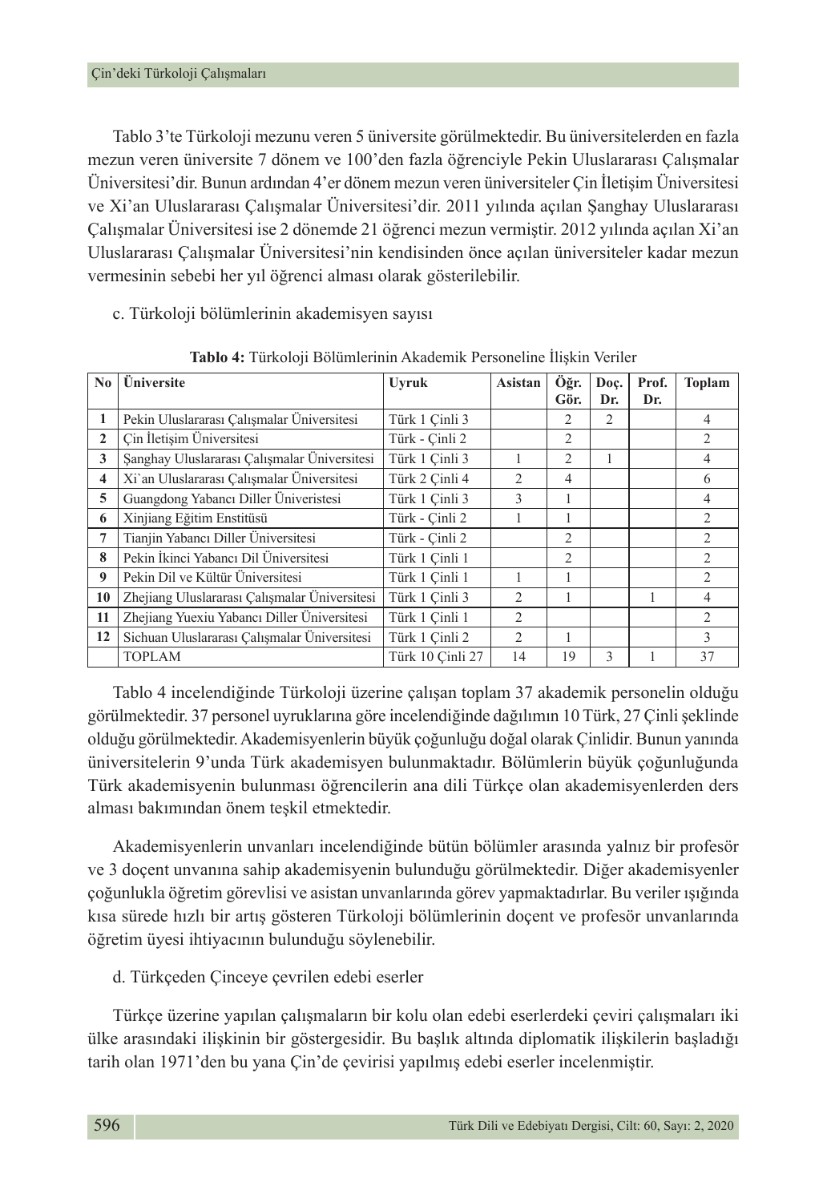Tablo 3'te Türkoloji mezunu veren 5 üniversite görülmektedir. Bu üniversitelerden en fazla mezun veren üniversite 7 dönem ve 100'den fazla öğrenciyle Pekin Uluslararası Çalışmalar Üniversitesi'dir. Bunun ardından 4'er dönem mezun veren üniversiteler Çin İletişim Üniversitesi ve Xi'an Uluslararası Çalışmalar Üniversitesi'dir. 2011 yılında açılan Şanghay Uluslararası Çalışmalar Üniversitesi ise 2 dönemde 21 öğrenci mezun vermiştir. 2012 yılında açılan Xi'an Uluslararası Çalışmalar Üniversitesi'nin kendisinden önce açılan üniversiteler kadar mezun vermesinin sebebi her yıl öğrenci alması olarak gösterilebilir.

c. Türkoloji bölümlerinin akademisyen sayısı

**Tablo 4:** Türkoloji Bölümlerinin Akademik Personeline İlişkin Veriler

| No | Üniversite | Uyruk | Asistan | Öğr. Gör. | Doç. Dr. | Prof. Dr. | Toplam |
|---|---|---|---|---|---|---|---|
| **1** | Pekin Uluslararası Çalışmalar Üniversitesi | Türk 1 Çinli 3 | | 2 | 2 | | 4 |
| **2** | Çin İletişim Üniversitesi | Türk - Çinli 2 | | 2 | | | 2 |
| **3** | Şanghay Uluslararası Çalışmalar Üniversitesi | Türk 1 Çinli 3 | 1 | 2 | 1 | | 4 |
| **4** | Xi`an Uluslararası Çalışmalar Üniversitesi | Türk 2 Çinli 4 | 2 | 4 | | | 6 |
| **5** | Guangdong Yabancı Diller Üniveristesi | Türk 1 Çinli 3 | 3 | 1 | | | 4 |
| **6** | Xinjiang Eğitim Enstitüsü | Türk - Çinli 2 | 1 | 1 | | | 2 |
| **7** | Tianjin Yabancı Diller Üniversitesi | Türk - Çinli 2 | | 2 | | | 2 |
| **8** | Pekin İkinci Yabancı Dil Üniversitesi | Türk 1 Çinli 1 | | 2 | | | 2 |
| **9** | Pekin Dil ve Kültür Üniversitesi | Türk 1 Çinli 1 | 1 | 1 | | | 2 |
| **10** | Zhejiang Uluslararası Çalışmalar Üniversitesi | Türk 1 Çinli 3 | 2 | 1 | | 1 | 4 |
| **11** | Zhejiang Yuexiu Yabancı Diller Üniversitesi | Türk 1 Çinli 1 | 2 | | | | 2 |
| **12** | Sichuan Uluslararası Çalışmalar Üniversitesi | Türk 1 Çinli 2 | 2 | 1 | | | 3 |
| | TOPLAM | Türk 10 Çinli 27 | 14 | 19 | 3 | 1 | 37 |

Tablo 4 incelendiğinde Türkoloji üzerine çalışan toplam 37 akademik personelin olduğu görülmektedir. 37 personel uyruklarına göre incelendiğinde dağılımın 10 Türk, 27 Çinli şeklinde olduğu görülmektedir. Akademisyenlerin büyük çoğunluğu doğal olarak Çinlidir. Bunun yanında üniversitelerin 9'unda Türk akademisyen bulunmaktadır. Bölümlerin büyük çoğunluğunda Türk akademisyenin bulunması öğrencilerin ana dili Türkçe olan akademisyenlerden ders alması bakımından önem teşkil etmektedir.

Akademisyenlerin unvanları incelendiğinde bütün bölümler arasında yalnız bir profesör ve 3 doçent unvanına sahip akademisyenin bulunduğu görülmektedir. Diğer akademisyenler çoğunlukla öğretim görevlisi ve asistan unvanlarında görev yapmaktadırlar. Bu veriler ışığında kısa sürede hızlı bir artış gösteren Türkoloji bölümlerinin doçent ve profesör unvanlarında öğretim üyesi ihtiyacının bulunduğu söylenebilir.

d. Türkçeden Çinceye çevrilen edebi eserler

Türkçe üzerine yapılan çalışmaların bir kolu olan edebi eserlerdeki çeviri çalışmaları iki ülke arasındaki ilişkinin bir göstergesidir. Bu başlık altında diplomatik ilişkilerin başladığı tarih olan 1971'den bu yana Çin'de çevirisi yapılmış edebi eserler incelenmiştir.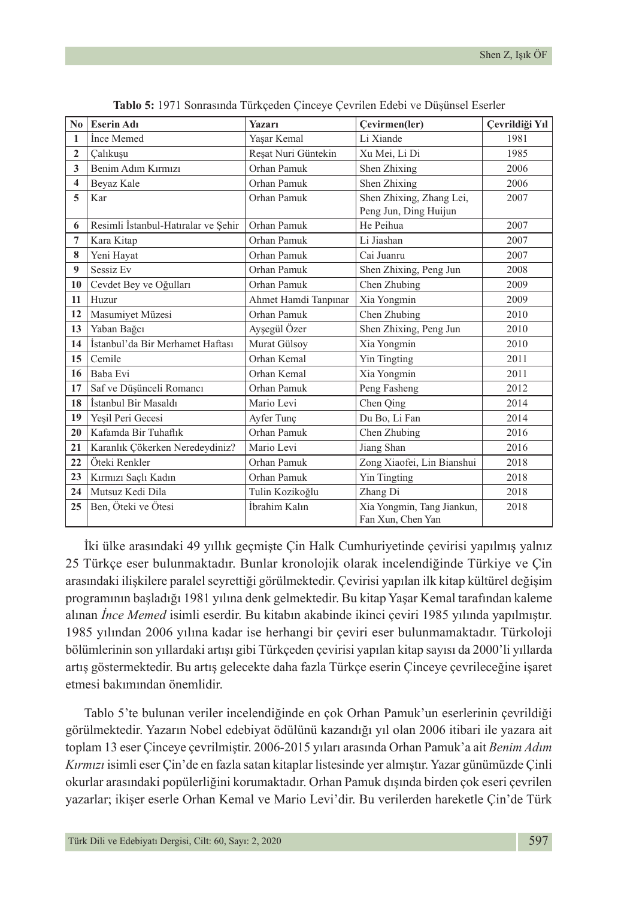**Tablo 5:** 1971 Sonrasında Türkçeden Çinceye Çevrilen Edebi ve Düşünsel Eserler

| No | Eserin Adı | Yazarı | Çevirmen(ler) | Çevrildiği Yıl |
|---|---|---|---|---|
| 1 | İnce Memed | Yaşar Kemal | Li Xiande | 1981 |
| 2 | Çalıkuşu | Reşat Nuri Güntekin | Xu Mei, Li Di | 1985 |
| 3 | Benim Adım Kırmızı | Orhan Pamuk | Shen Zhixing | 2006 |
| 4 | Beyaz Kale | Orhan Pamuk | Shen Zhixing | 2006 |
| 5 | Kar | Orhan Pamuk | Shen Zhixing, Zhang Lei, Peng Jun, Ding Huijun | 2007 |
| 6 | Resimli İstanbul-Hatıralar ve Şehir | Orhan Pamuk | He Peihua | 2007 |
| 7 | Kara Kitap | Orhan Pamuk | Li Jiashan | 2007 |
| 8 | Yeni Hayat | Orhan Pamuk | Cai Juanru | 2007 |
| 9 | Sessiz Ev | Orhan Pamuk | Shen Zhixing, Peng Jun | 2008 |
| 10 | Cevdet Bey ve Oğulları | Orhan Pamuk | Chen Zhubing | 2009 |
| 11 | Huzur | Ahmet Hamdi Tanpınar | Xia Yongmin | 2009 |
| 12 | Masumiyet Müzesi | Orhan Pamuk | Chen Zhubing | 2010 |
| 13 | Yaban Bağcı | Ayşegül Özer | Shen Zhixing, Peng Jun | 2010 |
| 14 | İstanbul'da Bir Merhamet Haftası | Murat Gülsoy | Xia Yongmin | 2010 |
| 15 | Cemile | Orhan Kemal | Yin Tingting | 2011 |
| 16 | Baba Evi | Orhan Kemal | Xia Yongmin | 2011 |
| 17 | Saf ve Düşünceli Romancı | Orhan Pamuk | Peng Fasheng | 2012 |
| 18 | İstanbul Bir Masaldı | Mario Levi | Chen Qing | 2014 |
| 19 | Yeşil Peri Gecesi | Ayfer Tunç | Du Bo, Li Fan | 2014 |
| 20 | Kafamda Bir Tuhaflık | Orhan Pamuk | Chen Zhubing | 2016 |
| 21 | Karanlık Çökerken Neredeydiniz? | Mario Levi | Jiang Shan | 2016 |
| 22 | Öteki Renkler | Orhan Pamuk | Zong Xiaofei, Lin Bianshui | 2018 |
| 23 | Kırmızı Saçlı Kadın | Orhan Pamuk | Yin Tingting | 2018 |
| 24 | Mutsuz Kedi Dila | Tulin Kozikoğlu | Zhang Di | 2018 |
| 25 | Ben, Öteki ve Ötesi | İbrahim Kalın | Xia Yongmin, Tang Jiankun, Fan Xun, Chen Yan | 2018 |

İki ülke arasındaki 49 yıllık geçmişte Çin Halk Cumhuriyetinde çevirisi yapılmış yalnız 25 Türkçe eser bulunmaktadır. Bunlar kronolojik olarak incelendiğinde Türkiye ve Çin arasındaki ilişkilere paralel seyrettiği görülmektedir. Çevirisi yapılan ilk kitap kültürel değişim programının başladığı 1981 yılına denk gelmektedir. Bu kitap Yaşar Kemal tarafından kaleme alınan *İnce Memed* isimli eserdir. Bu kitabın akabinde ikinci çeviri 1985 yılında yapılmıştır. 1985 yılından 2006 yılına kadar ise herhangi bir çeviri eser bulunmamaktadır. Türkoloji bölümlerinin son yıllardaki artışı gibi Türkçeden çevirisi yapılan kitap sayısı da 2000'li yıllarda artış göstermektedir. Bu artış gelecekte daha fazla Türkçe eserin Çinceye çevrileceğine işaret etmesi bakımından önemlidir.

Tablo 5'te bulunan veriler incelendiğinde en çok Orhan Pamuk'un eserlerinin çevrildiği görülmektedir. Yazarın Nobel edebiyat ödülünü kazandığı yıl olan 2006 itibari ile yazara ait toplam 13 eser Çinceye çevrilmiştir. 2006-2015 yıları arasında Orhan Pamuk'a ait *Benim Adım Kırmızı* isimli eser Çin'de en fazla satan kitaplar listesinde yer almıştır. Yazar günümüzde Çinli okurlar arasındaki popülerliğini korumaktadır. Orhan Pamuk dışında birden çok eseri çevrilen yazarlar; ikişer eserle Orhan Kemal ve Mario Levi'dir. Bu verilerden hareketle Çin'de Türk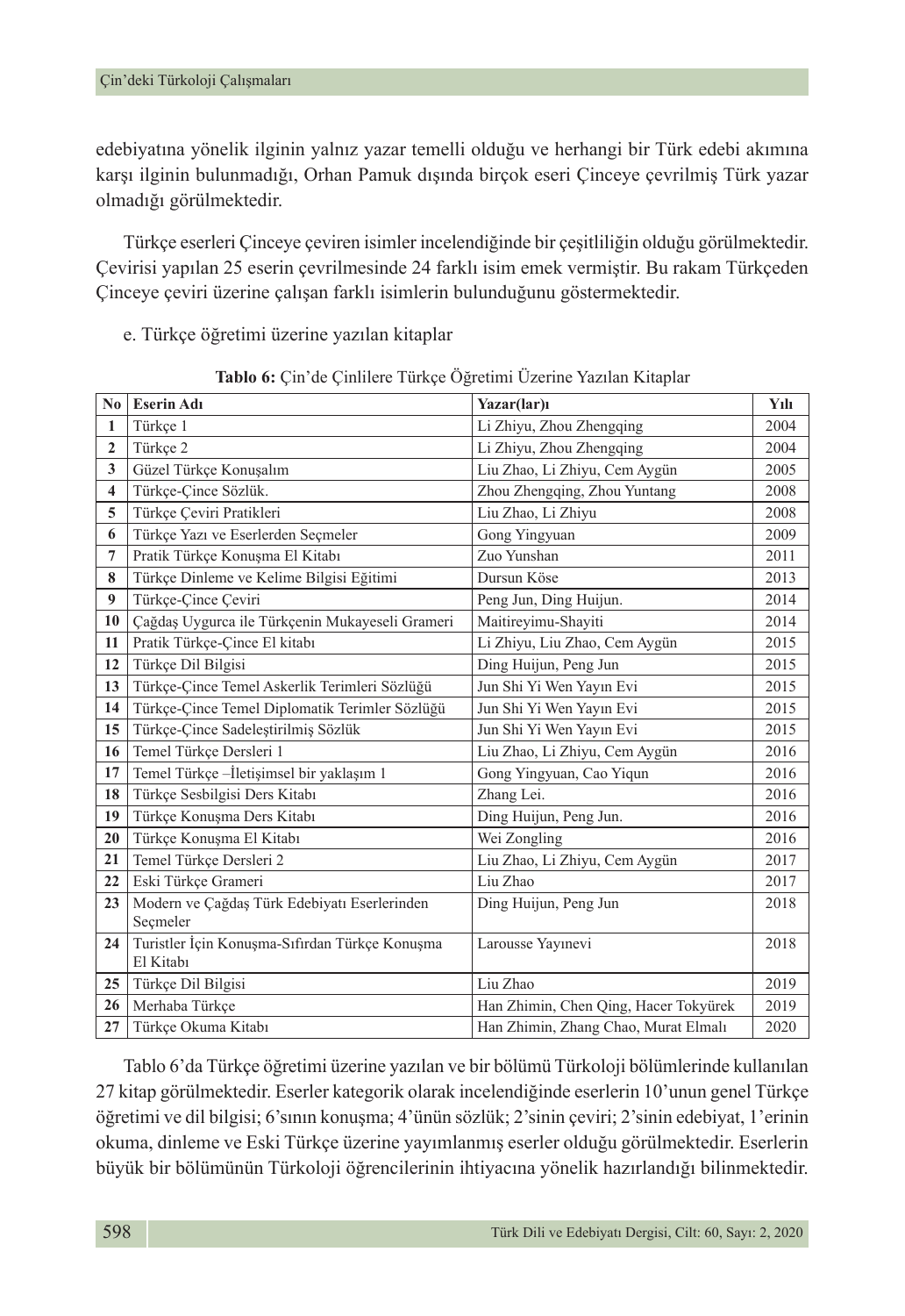edebiyatına yönelik ilginin yalnız yazar temelli olduğu ve herhangi bir Türk edebi akımına karşı ilginin bulunmadığı, Orhan Pamuk dışında birçok eseri Çinceye çevrilmiş Türk yazar olmadığı görülmektedir.

Türkçe eserleri Çinceye çeviren isimler incelendiğinde bir çeşitliliğin olduğu görülmektedir. Çevirisi yapılan 25 eserin çevrilmesinde 24 farklı isim emek vermiştir. Bu rakam Türkçeden Çinceye çeviri üzerine çalışan farklı isimlerin bulunduğunu göstermektedir.

e. Türkçe öğretimi üzerine yazılan kitaplar

**Tablo 6:** Çin'de Çinlilere Türkçe Öğretimi Üzerine Yazılan Kitaplar

| No | Eserin Adı | Yazar(lar)ı | Yılı |
|---|---|---|---|
| 1 | Türkçe 1 | Li Zhiyu, Zhou Zhengqing | 2004 |
| 2 | Türkçe 2 | Li Zhiyu, Zhou Zhengqing | 2004 |
| 3 | Güzel Türkçe Konuşalım | Liu Zhao, Li Zhiyu, Cem Aygün | 2005 |
| 4 | Türkçe-Çince Sözlük. | Zhou Zhengqing, Zhou Yuntang | 2008 |
| 5 | Türkçe Çeviri Pratikleri | Liu Zhao, Li Zhiyu | 2008 |
| 6 | Türkçe Yazı ve Eserlerden Seçmeler | Gong Yingyuan | 2009 |
| 7 | Pratik Türkçe Konuşma El Kitabı | Zuo Yunshan | 2011 |
| 8 | Türkçe Dinleme ve Kelime Bilgisi Eğitimi | Dursun Köse | 2013 |
| 9 | Türkçe-Çince Çeviri | Peng Jun, Ding Huijun. | 2014 |
| 10 | Çağdaş Uygurca ile Türkçenin Mukayeseli Grameri | Maitireyimu-Shayiti | 2014 |
| 11 | Pratik Türkçe-Çince El kitabı | Li Zhiyu, Liu Zhao, Cem Aygün | 2015 |
| 12 | Türkçe Dil Bilgisi | Ding Huijun, Peng Jun | 2015 |
| 13 | Türkçe-Çince Temel Askerlik Terimleri Sözlüğü | Jun Shi Yi Wen Yayın Evi | 2015 |
| 14 | Türkçe-Çince Temel Diplomatik Terimler Sözlüğü | Jun Shi Yi Wen Yayın Evi | 2015 |
| 15 | Türkçe-Çince Sadeleştirilmiş Sözlük | Jun Shi Yi Wen Yayın Evi | 2015 |
| 16 | Temel Türkçe Dersleri 1 | Liu Zhao, Li Zhiyu, Cem Aygün | 2016 |
| 17 | Temel Türkçe –İletişimsel bir yaklaşım 1 | Gong Yingyuan, Cao Yiqun | 2016 |
| 18 | Türkçe Sesbilgisi Ders Kitabı | Zhang Lei. | 2016 |
| 19 | Türkçe Konuşma Ders Kitabı | Ding Huijun, Peng Jun. | 2016 |
| 20 | Türkçe Konuşma El Kitabı | Wei Zongling | 2016 |
| 21 | Temel Türkçe Dersleri 2 | Liu Zhao, Li Zhiyu, Cem Aygün | 2017 |
| 22 | Eski Türkçe Grameri | Liu Zhao | 2017 |
| 23 | Modern ve Çağdaş Türk Edebiyatı Eserlerinden Seçmeler | Ding Huijun, Peng Jun | 2018 |
| 24 | Turistler İçin Konuşma-Sıfırdan Türkçe Konuşma El Kitabı | Larousse Yayınevi | 2018 |
| 25 | Türkçe Dil Bilgisi | Liu Zhao | 2019 |
| 26 | Merhaba Türkçe | Han Zhimin, Chen Qing, Hacer Tokyürek | 2019 |
| 27 | Türkçe Okuma Kitabı | Han Zhimin, Zhang Chao, Murat Elmalı | 2020 |

Tablo 6'da Türkçe öğretimi üzerine yazılan ve bir bölümü Türkoloji bölümlerinde kullanılan 27 kitap görülmektedir. Eserler kategorik olarak incelendiğinde eserlerin 10'unun genel Türkçe öğretimi ve dil bilgisi; 6'sının konuşma; 4'ünün sözlük; 2'sinin çeviri; 2'sinin edebiyat, 1'erinin okuma, dinleme ve Eski Türkçe üzerine yayımlanmış eserler olduğu görülmektedir. Eserlerin büyük bir bölümünün Türkoloji öğrencilerinin ihtiyacına yönelik hazırlandığı bilinmektedir.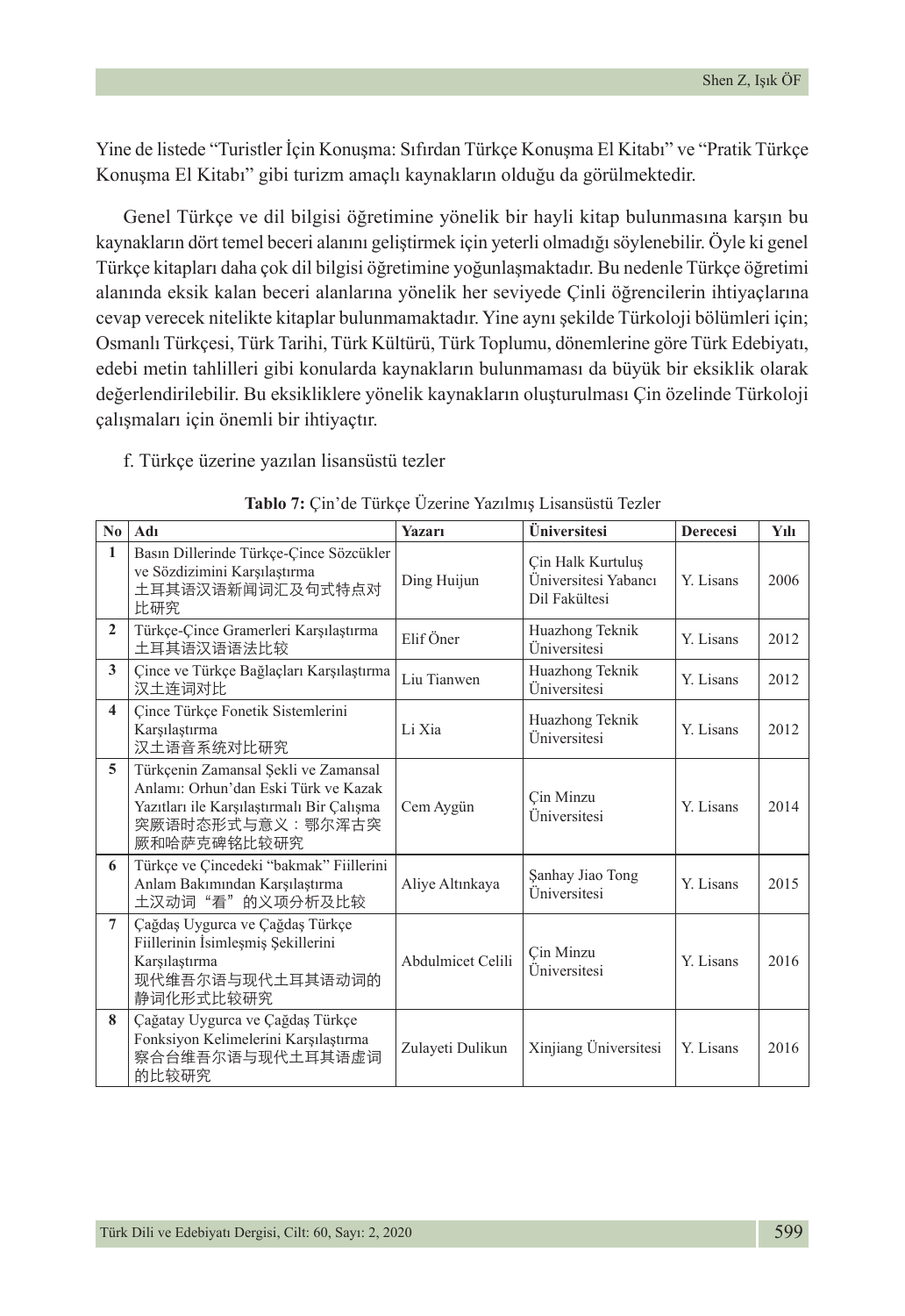Yine de listede “Turistler İçin Konuşma: Sıfırdan Türkçe Konuşma El Kitabı” ve “Pratik Türkçe Konuşma El Kitabı” gibi turizm amaçlı kaynakların olduğu da görülmektedir.

Genel Türkçe ve dil bilgisi öğretimine yönelik bir hayli kitap bulunmasına karşın bu kaynakların dört temel beceri alanını geliştirmek için yeterli olmadığı söylenebilir. Öyle ki genel Türkçe kitapları daha çok dil bilgisi öğretimine yoğunlaşmaktadır. Bu nedenle Türkçe öğretimi alanında eksik kalan beceri alanlarına yönelik her seviyede Çinli öğrencilerin ihtiyaçlarına cevap verecek nitelikte kitaplar bulunmamaktadır. Yine aynı şekilde Türkoloji bölümleri için; Osmanlı Türkçesi, Türk Tarihi, Türk Kültürü, Türk Toplumu, dönemlerine göre Türk Edebiyatı, edebi metin tahlilleri gibi konularda kaynakların bulunmaması da büyük bir eksiklik olarak değerlendirilebilir. Bu eksikliklere yönelik kaynakların oluşturulması Çin özelinde Türkoloji çalışmaları için önemli bir ihtiyaçtır.

f. Türkçe üzerine yazılan lisansüstü tezler

**Tablo 7:** Çin’de Türkçe Üzerine Yazılmış Lisansüstü Tezler

| No | Adı | Yazarı | Üniversitesi | Derecesi | Yılı |
|---|---|---|---|---|---|
| 1 | Basın Dillerinde Türkçe-Çince Sözcükler ve Sözdizimini Karşılaştırma 土耳其语汉语新闻词汇及句式特点对比研究 | Ding Huijun | Çin Halk Kurtuluş Üniversitesi Yabancı Dil Fakültesi | Y. Lisans | 2006 |
| 2 | Türkçe-Çince Gramerleri Karşılaştırma 土耳其语汉语语法比较 | Elif Öner | Huazhong Teknik Üniversitesi | Y. Lisans | 2012 |
| 3 | Çince ve Türkçe Bağlaçları Karşılaştırma 汉土连词对比 | Liu Tianwen | Huazhong Teknik Üniversitesi | Y. Lisans | 2012 |
| 4 | Çince Türkçe Fonetik Sistemlerini Karşılaştırma 汉土语音系统对比研究 | Li Xia | Huazhong Teknik Üniversitesi | Y. Lisans | 2012 |
| 5 | Türkçenin Zamansal Şekli ve Zamansal Anlamı: Orhun’dan Eski Türk ve Kazak Yazıtları ile Karşılaştırmalı Bir Çalışma 突厥语时态形式与意义：鄂尔浑古突厥和哈萨克碑铭比较研究 | Cem Aygün | Çin Minzu Üniversitesi | Y. Lisans | 2014 |
| 6 | Türkçe ve Çincedeki “bakmak” Fiillerini Anlam Bakımından Karşılaştırma 土汉动词“看”的义项分析及比较 | Aliye Altınkaya | Şanhay Jiao Tong Üniversitesi | Y. Lisans | 2015 |
| 7 | Çağdaş Uygurca ve Çağdaş Türkçe Fiillerinin İsimleşmiş Şekillerini Karşılaştırma 现代维吾尔语与现代土耳其语动词的静词化形式比较研究 | Abdulmicet Celili | Çin Minzu Üniversitesi | Y. Lisans | 2016 |
| 8 | Çağatay Uygurca ve Çağdaş Türkçe Fonksiyon Kelimelerini Karşılaştırma 察合台维吾尔语与现代土耳其语虚词的比较研究 | Zulayeti Dulikun | Xinjiang Üniversitesi | Y. Lisans | 2016 |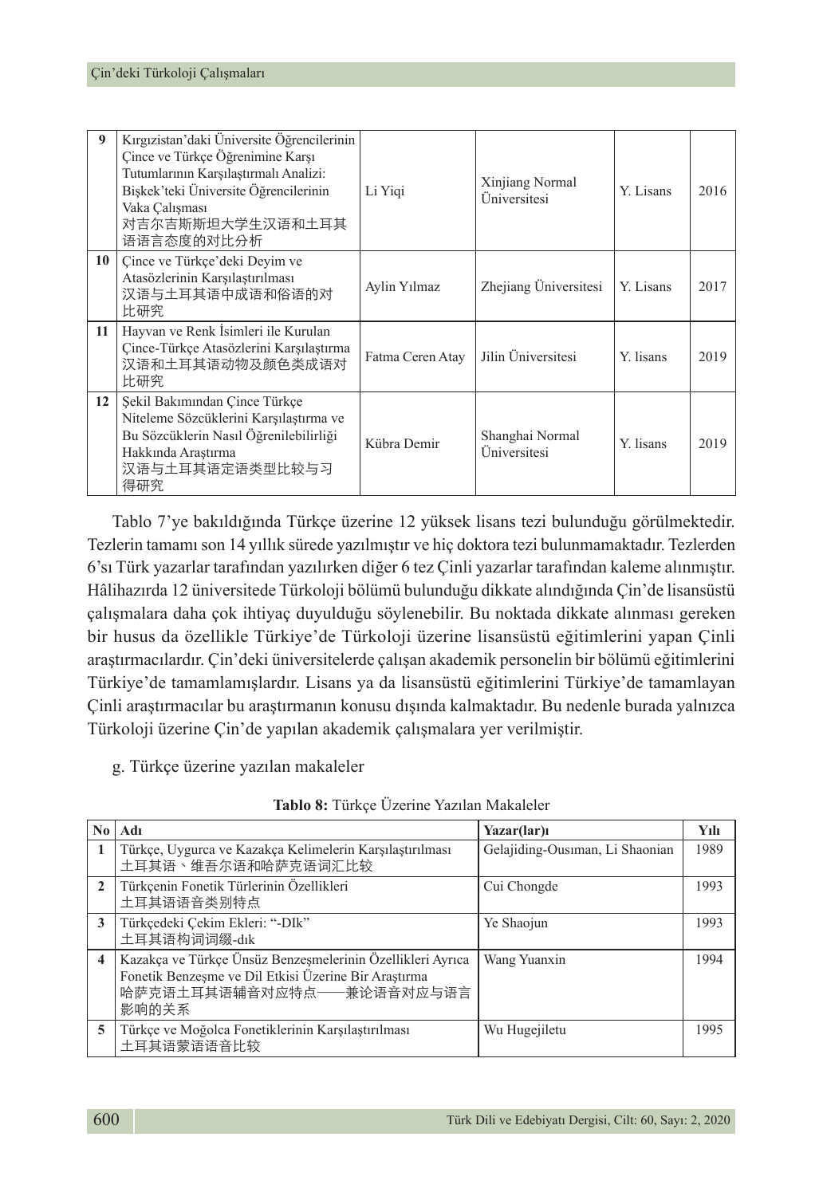| 9 | Kırgızistan'daki Üniversite Öğrencilerinin Çince ve Türkçe Öğrenimine Karşı Tutumlarının Karşılaştırmalı Analizi: Bişkek'teki Üniversite Öğrencilerinin Vaka Çalışması 对吉尔吉斯斯坦大学生汉语和土耳其语语言态度的对比分析 | Li Yiqi | Xinjiang Normal Üniversitesi | Y. Lisans | 2016 |
|---|---|---|---|---|---|
| 10 | Çince ve Türkçe'deki Deyim ve Atasözlerinin Karşılaştırılması 汉语与土耳其语中成语和俗语的对比研究 | Aylin Yılmaz | Zhejiang Üniversitesi | Y. Lisans | 2017 |
| 11 | Hayvan ve Renk İsimleri ile Kurulan Çince-Türkçe Atasözlerini Karşılaştırma 汉语和土耳其语动物及颜色类成语对比研究 | Fatma Ceren Atay | Jilin Üniversitesi | Y. lisans | 2019 |
| 12 | Şekil Bakımından Çince Türkçe Niteleme Sözcüklerini Karşılaştırma ve Bu Sözcüklerin Nasıl Öğrenilebilirliği Hakkında Araştırma 汉语与土耳其语定语类型比较与习得研究 | Kübra Demir | Shanghai Normal Üniversitesi | Y. lisans | 2019 |

Tablo 7'ye bakıldığında Türkçe üzerine 12 yüksek lisans tezi bulunduğu görülmektedir. Tezlerin tamamı son 14 yıllık sürede yazılmıştır ve hiç doktora tezi bulunmamaktadır. Tezlerden 6'sı Türk yazarlar tarafından yazılırken diğer 6 tez Çinli yazarlar tarafından kaleme alınmıştır. Hâlihazırda 12 üniversitede Türkoloji bölümü bulunduğu dikkate alındığında Çin'de lisansüstü çalışmalara daha çok ihtiyaç duyulduğu söylenebilir. Bu noktada dikkate alınması gereken bir husus da özellikle Türkiye'de Türkoloji üzerine lisansüstü eğitimlerini yapan Çinli araştırmacılardır. Çin'deki üniversitelerde çalışan akademik personelin bir bölümü eğitimlerini Türkiye'de tamamlamışlardır. Lisans ya da lisansüstü eğitimlerini Türkiye'de tamamlayan Çinli araştırmacılar bu araştırmanın konusu dışında kalmaktadır. Bu nedenle burada yalnızca Türkoloji üzerine Çin'de yapılan akademik çalışmalara yer verilmiştir.

g. Türkçe üzerine yazılan makaleler

**Tablo 8:** Türkçe Üzerine Yazılan Makaleler

| No | Adı | Yazar(lar)ı | Yılı |
|---|---|---|---|
| 1 | Türkçe, Uygurca ve Kazakça Kelimelerin Karşılaştırılması 土耳其语、维吾尔语和哈萨克语词汇比较 | Gelajiding-Ousıman, Li Shaonian | 1989 |
| 2 | Türkçenin Fonetik Türlerinin Özellikleri 土耳其语语音类别特点 | Cui Chongde | 1993 |
| 3 | Türkçedeki Çekim Ekleri: "-DIk" 土耳其语构词词缀-dık | Ye Shaojun | 1993 |
| 4 | Kazakça ve Türkçe Ünsüz Benzeşmelerinin Özellikleri Ayrıca Fonetik Benzeşme ve Dil Etkisi Üzerine Bir Araştırma 哈萨克语土耳其语辅音对应特点——兼论语音对应与语言影响的关系 | Wang Yuanxin | 1994 |
| 5 | Türkçe ve Moğolca Fonetiklerinin Karşılaştırılması 土耳其语蒙语语音比较 | Wu Hugejiletu | 1995 |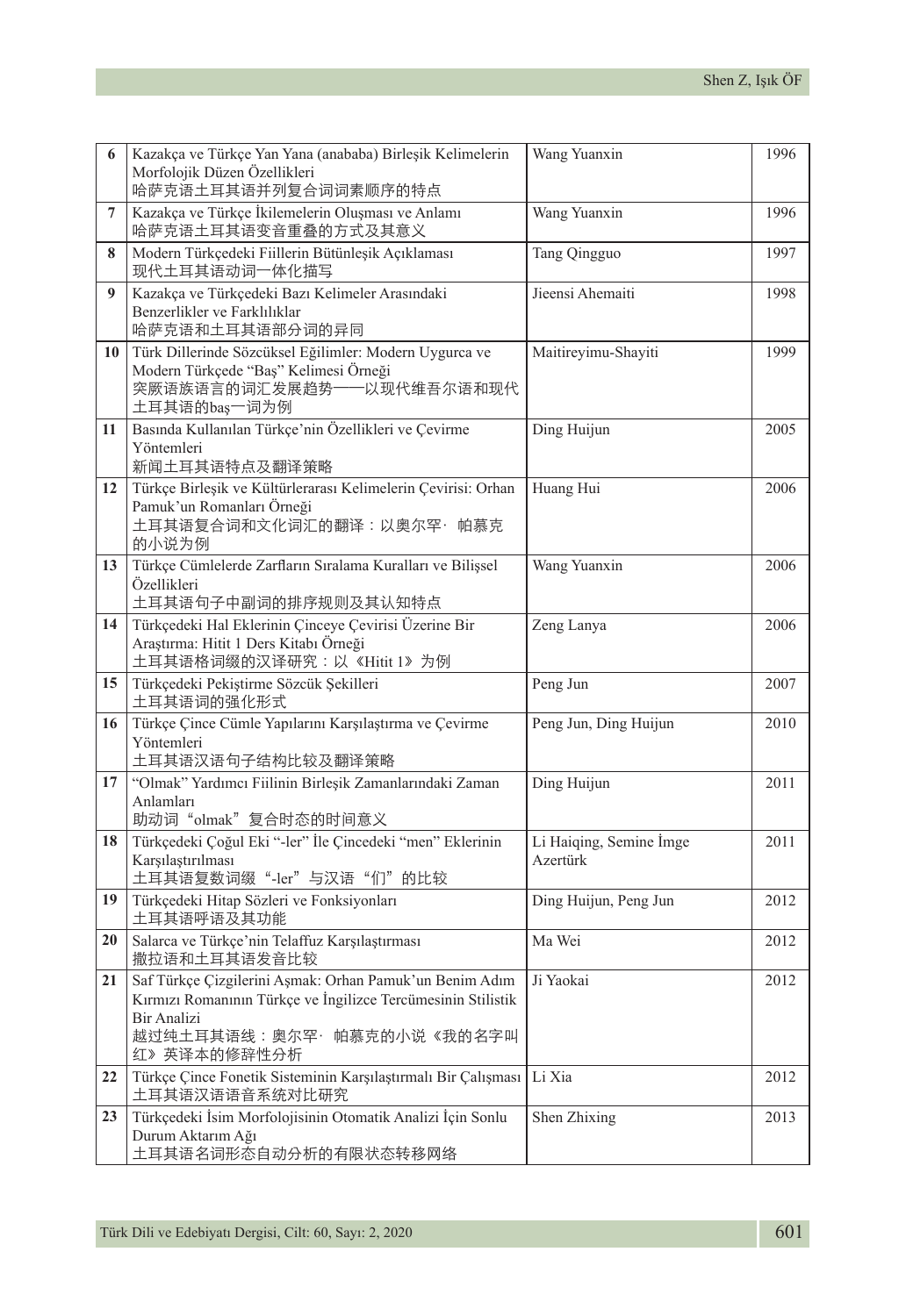| | | | |
|---|---|---|---|
| 6 | Kazakça ve Türkçe Yan Yana (anababa) Birleşik Kelimelerin Morfolojik Düzen Özellikleri<br>哈萨克语土耳其语并列复合词词素顺序的特点 | Wang Yuanxin | 1996 |
| 7 | Kazakça ve Türkçe İkilemelerin Oluşması ve Anlamı<br>哈萨克语土耳其语变音重叠的方式及其意义 | Wang Yuanxin | 1996 |
| 8 | Modern Türkçedeki Fiillerin Bütünleşik Açıklaması<br>现代土耳其语动词一体化描写 | Tang Qingguo | 1997 |
| 9 | Kazakça ve Türkçedeki Bazı Kelimeler Arasındaki Benzerlikler ve Farklılıklar<br>哈萨克语和土耳其语部分词的异同 | Jieensi Ahemaiti | 1998 |
| 10 | Türk Dillerinde Sözcüksel Eğilimler: Modern Uygurca ve Modern Türkçede "Baş" Kelimesi Örneği<br>突厥语族语言的词汇发展趋势——以现代维吾尔语和现代土耳其语的baş一词为例 | Maitireyimu-Shayiti | 1999 |
| 11 | Basında Kullanılan Türkçe'nin Özellikleri ve Çevirme Yöntemleri<br>新闻土耳其语特点及翻译策略 | Ding Huijun | 2005 |
| 12 | Türkçe Birleşik ve Kültürlerarası Kelimelerin Çevirisi: Orhan Pamuk'un Romanları Örneği<br>土耳其语复合词和文化词汇的翻译：以奥尔罕· 帕慕克的小说为例 | Huang Hui | 2006 |
| 13 | Türkçe Cümlelerde Zarfların Sıralama Kuralları ve Bilişsel Özellikleri<br>土耳其语句子中副词的排序规则及其认知特点 | Wang Yuanxin | 2006 |
| 14 | Türkçedeki Hal Eklerinin Çinceye Çevirisi Üzerine Bir Araştırma: Hitit 1 Ders Kitabı Örneği<br>土耳其语格词缀的汉译研究：以《Hitit 1》为例 | Zeng Lanya | 2006 |
| 15 | Türkçedeki Pekiştirme Sözcük Şekilleri<br>土耳其语词的强化形式 | Peng Jun | 2007 |
| 16 | Türkçe Çince Cümle Yapılarını Karşılaştırma ve Çevirme Yöntemleri<br>土耳其语汉语句子结构比较及翻译策略 | Peng Jun, Ding Huijun | 2010 |
| 17 | "Olmak" Yardımcı Fiilinin Birleşik Zamanlarındaki Zaman Anlamları<br>助动词"olmak"复合时态的时间意义 | Ding Huijun | 2011 |
| 18 | Türkçedeki Çoğul Eki "-ler" İle Çincedeki "men" Eklerinin Karşılaştırılması<br>土耳其语复数词缀"-ler"与汉语"们"的比较 | Li Haiqing, Semine İmge Azertürk | 2011 |
| 19 | Türkçedeki Hitap Sözleri ve Fonksiyonları<br>土耳其语呼语及其功能 | Ding Huijun, Peng Jun | 2012 |
| 20 | Salarca ve Türkçe'nin Telaffuz Karşılaştırması<br>撒拉语和土耳其语发音比较 | Ma Wei | 2012 |
| 21 | Saf Türkçe Çizgilerini Aşmak: Orhan Pamuk'un Benim Adım Kırmızı Romanının Türkçe ve İngilizce Tercümesinin Stilistik Bir Analizi<br>越过纯土耳其语线：奥尔罕· 帕慕克的小说《我的名字叫红》英译本的修辞性分析 | Ji Yaokai | 2012 |
| 22 | Türkçe Çince Fonetik Sisteminin Karşılaştırmalı Bir Çalışması<br>土耳其语汉语语音系统对比研究 | Li Xia | 2012 |
| 23 | Türkçedeki İsim Morfolojisinin Otomatik Analizi İçin Sonlu Durum Aktarım Ağı<br>土耳其语名词形态自动分析的有限状态转移网络 | Shen Zhixing | 2013 |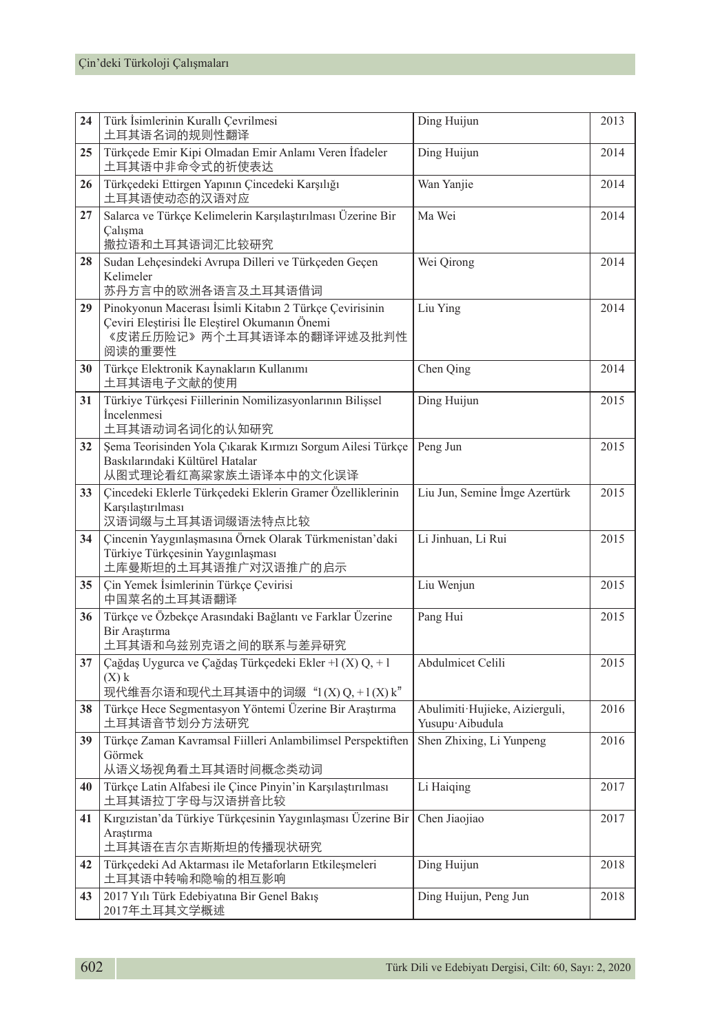| | | | |
|---|---|---|---|
| 24 | Türk İsimlerinin Kurallı Çevrilmesi<br>土耳其语名词的规则性翻译 | Ding Huijun | 2013 |
| 25 | Türkçede Emir Kipi Olmadan Emir Anlamı Veren İfadeler<br>土耳其语中非命令式的祈使表达 | Ding Huijun | 2014 |
| 26 | Türkçedeki Ettirgen Yapının Çincedeki Karşılığı<br>土耳其语使动态的汉语对应 | Wan Yanjie | 2014 |
| 27 | Salarca ve Türkçe Kelimelerin Karşılaştırılması Üzerine Bir Çalışma<br>撒拉语和土耳其语词汇比较研究 | Ma Wei | 2014 |
| 28 | Sudan Lehçesindeki Avrupa Dilleri ve Türkçeden Geçen Kelimeler<br>苏丹方言中的欧洲各语言及土耳其语借词 | Wei Qirong | 2014 |
| 29 | Pinokyonun Macerası İsimli Kitabın 2 Türkçe Çevirisinin Çeviri Eleştirisi İle Eleştirel Okumanın Önemi<br>《皮诺丘历险记》两个土耳其语译本的翻译评述及批判性阅读的重要性 | Liu Ying | 2014 |
| 30 | Türkçe Elektronik Kaynakların Kullanımı<br>土耳其语电子文献的使用 | Chen Qing | 2014 |
| 31 | Türkiye Türkçesi Fiillerinin Nomilizasyonlarının Bilişsel İncelenmesi<br>土耳其语动词名词化的认知研究 | Ding Huijun | 2015 |
| 32 | Şema Teorisinden Yola Çıkarak Kırmızı Sorgum Ailesi Türkçe Baskılarındaki Kültürel Hatalar<br>从图式理论看红高粱家族土语译本中的文化误译 | Peng Jun | 2015 |
| 33 | Çincedeki Eklerle Türkçedeki Eklerin Gramer Özelliklerinin Karşılaştırılması<br>汉语词缀与土耳其语词缀语法特点比较 | Liu Jun, Semine İmge Azertürk | 2015 |
| 34 | Çincenin Yaygınlaşmasına Örnek Olarak Türkmenistan'daki Türkiye Türkçesinin Yaygınlaşması<br>土库曼斯坦的土耳其语推广对汉语推广的启示 | Li Jinhuan, Li Rui | 2015 |
| 35 | Çin Yemek İsimlerinin Türkçe Çevirisi<br>中国菜名的土耳其语翻译 | Liu Wenjun | 2015 |
| 36 | Türkçe ve Özbekçe Arasındaki Bağlantı ve Farklar Üzerine Bir Araştırma<br>土耳其语和乌兹别克语之间的联系与差异研究 | Pang Hui | 2015 |
| 37 | Çağdaş Uygurca ve Çağdaş Türkçedeki Ekler +l (X) Q, + l (X) k<br>现代维吾尔语和现代土耳其语中的词缀"l (X) Q, + l (X) k" | Abdulmicet Celili | 2015 |
| 38 | Türkçe Hece Segmentasyon Yöntemi Üzerine Bir Araştırma<br>土耳其语音节划分方法研究 | Abulimiti·Hujieke, Aizierguli, Yusupu·Aibudula | 2016 |
| 39 | Türkçe Zaman Kavramsal Fiilleri Anlambilimsel Perspektiften Görmek<br>从语义场视角看土耳其语时间概念类动词 | Shen Zhixing, Li Yunpeng | 2016 |
| 40 | Türkçe Latin Alfabesi ile Çince Pinyin'in Karşılaştırılması<br>土耳其语拉丁字母与汉语拼音比较 | Li Haiqing | 2017 |
| 41 | Kırgızistan'da Türkiye Türkçesinin Yaygınlaşması Üzerine Bir Araştırma<br>土耳其语在吉尔吉斯斯坦的传播现状研究 | Chen Jiaojiao | 2017 |
| 42 | Türkçedeki Ad Aktarması ile Metaforların Etkileşmeleri<br>土耳其语中转喻和隐喻的相互影响 | Ding Huijun | 2018 |
| 43 | 2017 Yılı Türk Edebiyatına Bir Genel Bakış<br>2017年土耳其文学概述 | Ding Huijun, Peng Jun | 2018 |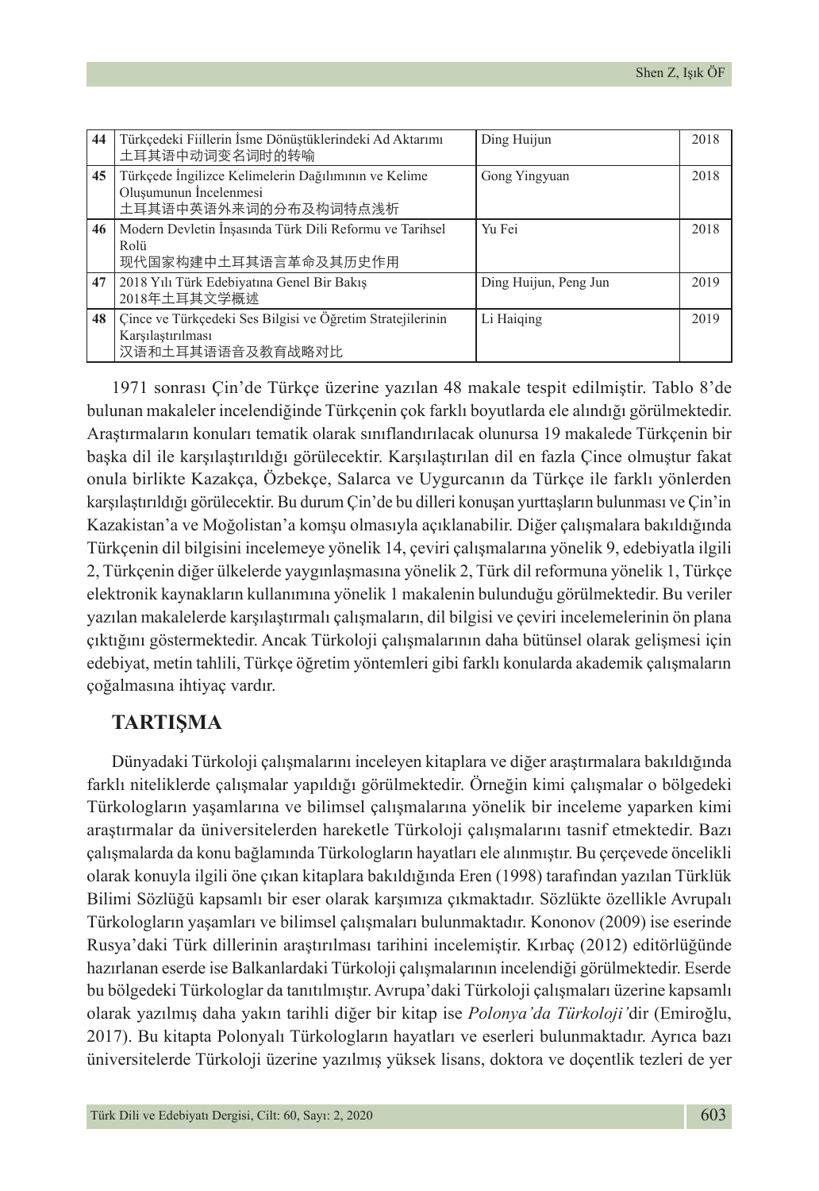| 44 | Türkçedeki Fiillerin İsme Dönüştüklerindeki Ad Aktarımı<br>土耳其语中动词变名词时的转喻 | Ding Huijun | 2018 |
|---|---|---|---|
| 45 | Türkçede İngilizce Kelimelerin Dağılımının ve Kelime Oluşumunun İncelenmesi<br>土耳其语中英语外来词的分布及构词特点浅析 | Gong Yingyuan | 2018 |
| 46 | Modern Devletin İnşasında Türk Dili Reformu ve Tarihsel Rolü<br>现代国家构建中土耳其语言革命及其历史作用 | Yu Fei | 2018 |
| 47 | 2018 Yılı Türk Edebiyatına Genel Bir Bakış<br>2018年土耳其文学概述 | Ding Huijun, Peng Jun | 2019 |
| 48 | Çince ve Türkçedeki Ses Bilgisi ve Öğretim Stratejilerinin Karşılaştırılması<br>汉语和土耳其语语音及教育战略对比 | Li Haiqing | 2019 |

1971 sonrası Çin'de Türkçe üzerine yazılan 48 makale tespit edilmiştir. Tablo 8'de bulunan makaleler incelendiğinde Türkçenin çok farklı boyutlarda ele alındığı görülmektedir. Araştırmaların konuları tematik olarak sınıflandırılacak olunursa 19 makalede Türkçenin bir başka dil ile karşılaştırıldığı görülecektir. Karşılaştırılan dil en fazla Çince olmuştur fakat onula birlikte Kazakça, Özbekçe, Salarca ve Uygurcanın da Türkçe ile farklı yönlerden karşılaştırıldığı görülecektir. Bu durum Çin'de bu dilleri konuşan yurttaşların bulunması ve Çin'in Kazakistan'a ve Moğolistan'a komşu olmasıyla açıklanabilir. Diğer çalışmalara bakıldığında Türkçenin dil bilgisini incelemeye yönelik 14, çeviri çalışmalarına yönelik 9, edebiyatla ilgili 2, Türkçenin diğer ülkelerde yaygınlaşmasına yönelik 2, Türk dil reformuna yönelik 1, Türkçe elektronik kaynakların kullanımına yönelik 1 makalenin bulunduğu görülmektedir. Bu veriler yazılan makalelerde karşılaştırmalı çalışmaların, dil bilgisi ve çeviri incelemelerinin ön plana çıktığını göstermektedir. Ancak Türkoloji çalışmalarının daha bütünsel olarak gelişmesi için edebiyat, metin tahlili, Türkçe öğretim yöntemleri gibi farklı konularda akademik çalışmaların çoğalmasına ihtiyaç vardır.

## TARTIŞMA

Dünyadaki Türkoloji çalışmalarını inceleyen kitaplara ve diğer araştırmalara bakıldığında farklı niteliklerde çalışmalar yapıldığı görülmektedir. Örneğin kimi çalışmalar o bölgedeki Türkologların yaşamlarına ve bilimsel çalışmalarına yönelik bir inceleme yaparken kimi araştırmalar da üniversitelerden hareketle Türkoloji çalışmalarını tasnif etmektedir. Bazı çalışmalarda da konu bağlamında Türkologların hayatları ele alınmıştır. Bu çerçevede öncelikli olarak konuyla ilgili öne çıkan kitaplara bakıldığında Eren (1998) tarafından yazılan Türklük Bilimi Sözlüğü kapsamlı bir eser olarak karşımıza çıkmaktadır. Sözlükte özellikle Avrupalı Türkologların yaşamları ve bilimsel çalışmaları bulunmaktadır. Kononov (2009) ise eserinde Rusya'daki Türk dillerinin araştırılması tarihini incelemiştir. Kırbaç (2012) editörlüğünde hazırlanan eserde ise Balkanlardaki Türkoloji çalışmalarının incelendiği görülmektedir. Eserde bu bölgedeki Türkologlar da tanıtılmıştır. Avrupa'daki Türkoloji çalışmaları üzerine kapsamlı olarak yazılmış daha yakın tarihli diğer bir kitap ise *Polonya'da Türkoloji'*dir (Emiroğlu, 2017). Bu kitapta Polonyalı Türkologların hayatları ve eserleri bulunmaktadır. Ayrıca bazı üniversitelerde Türkoloji üzerine yazılmış yüksek lisans, doktora ve doçentlik tezleri de yer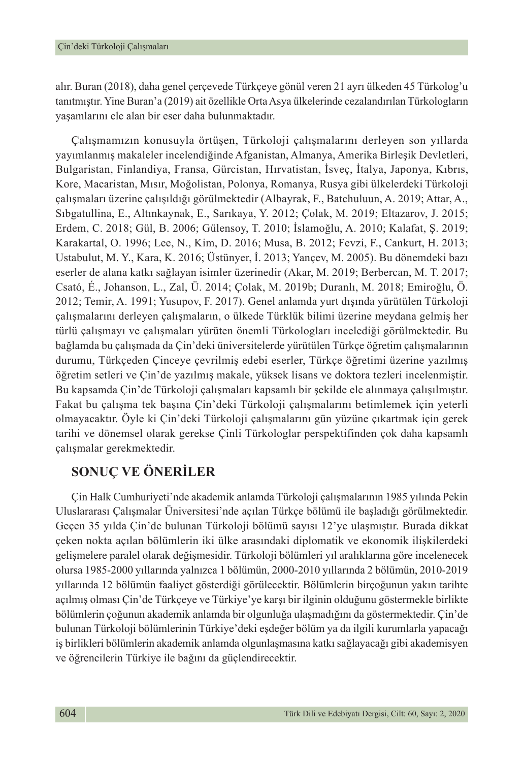alır. Buran (2018), daha genel çerçevede Türkçeye gönül veren 21 ayrı ülkeden 45 Türkolog'u tanıtmıştır. Yine Buran'a (2019) ait özellikle Orta Asya ülkelerinde cezalandırılan Türkologların yaşamlarını ele alan bir eser daha bulunmaktadır.

Çalışmamızın konusuyla örtüşen, Türkoloji çalışmalarını derleyen son yıllarda yayımlanmış makaleler incelendiğinde Afganistan, Almanya, Amerika Birleşik Devletleri, Bulgaristan, Finlandiya, Fransa, Gürcistan, Hırvatistan, İsveç, İtalya, Japonya, Kıbrıs, Kore, Macaristan, Mısır, Moğolistan, Polonya, Romanya, Rusya gibi ülkelerdeki Türkoloji çalışmaları üzerine çalışıldığı görülmektedir (Albayrak, F., Batchuluun, A. 2019; Attar, A., Sıbgatullina, E., Altınkaynak, E., Sarıkaya, Y. 2012; Çolak, M. 2019; Eltazarov, J. 2015; Erdem, C. 2018; Gül, B. 2006; Gülensoy, T. 2010; İslamoğlu, A. 2010; Kalafat, Ş. 2019; Karakartal, O. 1996; Lee, N., Kim, D. 2016; Musa, B. 2012; Fevzi, F., Cankurt, H. 2013; Ustabulut, M. Y., Kara, K. 2016; Üstünyer, İ. 2013; Yançev, M. 2005). Bu dönemdeki bazı eserler de alana katkı sağlayan isimler üzerinedir (Akar, M. 2019; Berbercan, M. T. 2017; Csató, É., Johanson, L., Zal, Ü. 2014; Çolak, M. 2019b; Duranlı, M. 2018; Emiroğlu, Ö. 2012; Temir, A. 1991; Yusupov, F. 2017). Genel anlamda yurt dışında yürütülen Türkoloji çalışmalarını derleyen çalışmaların, o ülkede Türklük bilimi üzerine meydana gelmiş her türlü çalışmayı ve çalışmaları yürüten önemli Türkologları incelediği görülmektedir. Bu bağlamda bu çalışmada da Çin'deki üniversitelerde yürütülen Türkçe öğretim çalışmalarının durumu, Türkçeden Çinceye çevrilmiş edebi eserler, Türkçe öğretimi üzerine yazılmış öğretim setleri ve Çin'de yazılmış makale, yüksek lisans ve doktora tezleri incelenmiştir. Bu kapsamda Çin'de Türkoloji çalışmaları kapsamlı bir şekilde ele alınmaya çalışılmıştır. Fakat bu çalışma tek başına Çin'deki Türkoloji çalışmalarını betimlemek için yeterli olmayacaktır. Öyle ki Çin'deki Türkoloji çalışmalarını gün yüzüne çıkartmak için gerek tarihi ve dönemsel olarak gerekse Çinli Türkologlar perspektifinden çok daha kapsamlı çalışmalar gerekmektedir.

## SONUÇ VE ÖNERİLER

Çin Halk Cumhuriyeti'nde akademik anlamda Türkoloji çalışmalarının 1985 yılında Pekin Uluslararası Çalışmalar Üniversitesi'nde açılan Türkçe bölümü ile başladığı görülmektedir. Geçen 35 yılda Çin'de bulunan Türkoloji bölümü sayısı 12'ye ulaşmıştır. Burada dikkat çeken nokta açılan bölümlerin iki ülke arasındaki diplomatik ve ekonomik ilişkilerdeki gelişmelere paralel olarak değişmesidir. Türkoloji bölümleri yıl aralıklarına göre incelenecek olursa 1985-2000 yıllarında yalnızca 1 bölümün, 2000-2010 yıllarında 2 bölümün, 2010-2019 yıllarında 12 bölümün faaliyet gösterdiği görülecektir. Bölümlerin birçoğunun yakın tarihte açılmış olması Çin'de Türkçeye ve Türkiye'ye karşı bir ilginin olduğunu göstermekle birlikte bölümlerin çoğunun akademik anlamda bir olgunluğa ulaşmadığını da göstermektedir. Çin'de bulunan Türkoloji bölümlerinin Türkiye'deki eşdeğer bölüm ya da ilgili kurumlarla yapacağı iş birlikleri bölümlerin akademik anlamda olgunlaşmasına katkı sağlayacağı gibi akademisyen ve öğrencilerin Türkiye ile bağını da güçlendirecektir.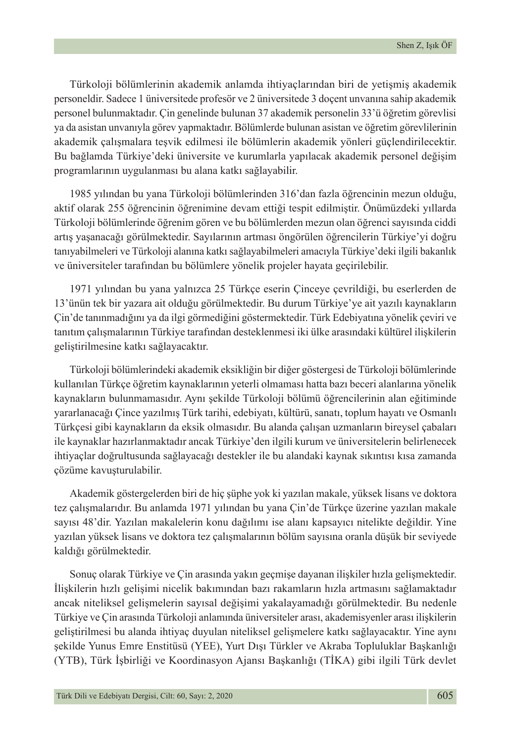Türkoloji bölümlerinin akademik anlamda ihtiyaçlarından biri de yetişmiş akademik personeldir. Sadece 1 üniversitede profesör ve 2 üniversitede 3 doçent unvanına sahip akademik personel bulunmaktadır. Çin genelinde bulunan 37 akademik personelin 33'ü öğretim görevlisi ya da asistan unvanıyla görev yapmaktadır. Bölümlerde bulunan asistan ve öğretim görevlilerinin akademik çalışmalara teşvik edilmesi ile bölümlerin akademik yönleri güçlendirilecektir. Bu bağlamda Türkiye'deki üniversite ve kurumlarla yapılacak akademik personel değişim programlarının uygulanması bu alana katkı sağlayabilir.

1985 yılından bu yana Türkoloji bölümlerinden 316'dan fazla öğrencinin mezun olduğu, aktif olarak 255 öğrencinin öğrenimine devam ettiği tespit edilmiştir. Önümüzdeki yıllarda Türkoloji bölümlerinde öğrenim gören ve bu bölümlerden mezun olan öğrenci sayısında ciddi artış yaşanacağı görülmektedir. Sayılarının artması öngörülen öğrencilerin Türkiye'yi doğru tanıyabilmeleri ve Türkoloji alanına katkı sağlayabilmeleri amacıyla Türkiye'deki ilgili bakanlık ve üniversiteler tarafından bu bölümlere yönelik projeler hayata geçirilebilir.

1971 yılından bu yana yalnızca 25 Türkçe eserin Çinceye çevrildiği, bu eserlerden de 13'ünün tek bir yazara ait olduğu görülmektedir. Bu durum Türkiye'ye ait yazılı kaynakların Çin'de tanınmadığını ya da ilgi görmediğini göstermektedir. Türk Edebiyatına yönelik çeviri ve tanıtım çalışmalarının Türkiye tarafından desteklenmesi iki ülke arasındaki kültürel ilişkilerin geliştirilmesine katkı sağlayacaktır.

Türkoloji bölümlerindeki akademik eksikliğin bir diğer göstergesi de Türkoloji bölümlerinde kullanılan Türkçe öğretim kaynaklarının yeterli olmaması hatta bazı beceri alanlarına yönelik kaynakların bulunmamasıdır. Aynı şekilde Türkoloji bölümü öğrencilerinin alan eğitiminde yararlanacağı Çince yazılmış Türk tarihi, edebiyatı, kültürü, sanatı, toplum hayatı ve Osmanlı Türkçesi gibi kaynakların da eksik olmasıdır. Bu alanda çalışan uzmanların bireysel çabaları ile kaynaklar hazırlanmaktadır ancak Türkiye'den ilgili kurum ve üniversitelerin belirlenecek ihtiyaçlar doğrultusunda sağlayacağı destekler ile bu alandaki kaynak sıkıntısı kısa zamanda çözüme kavuşturulabilir.

Akademik göstergelerden biri de hiç şüphe yok ki yazılan makale, yüksek lisans ve doktora tez çalışmalarıdır. Bu anlamda 1971 yılından bu yana Çin'de Türkçe üzerine yazılan makale sayısı 48'dir. Yazılan makalelerin konu dağılımı ise alanı kapsayıcı nitelikte değildir. Yine yazılan yüksek lisans ve doktora tez çalışmalarının bölüm sayısına oranla düşük bir seviyede kaldığı görülmektedir.

Sonuç olarak Türkiye ve Çin arasında yakın geçmişe dayanan ilişkiler hızla gelişmektedir. İlişkilerin hızlı gelişimi nicelik bakımından bazı rakamların hızla artmasını sağlamaktadır ancak niteliksel gelişmelerin sayısal değişimi yakalayamadığı görülmektedir. Bu nedenle Türkiye ve Çin arasında Türkoloji anlamında üniversiteler arası, akademisyenler arası ilişkilerin geliştirilmesi bu alanda ihtiyaç duyulan niteliksel gelişmelere katkı sağlayacaktır. Yine aynı şekilde Yunus Emre Enstitüsü (YEE), Yurt Dışı Türkler ve Akraba Topluluklar Başkanlığı (YTB), Türk İşbirliği ve Koordinasyon Ajansı Başkanlığı (TİKA) gibi ilgili Türk devlet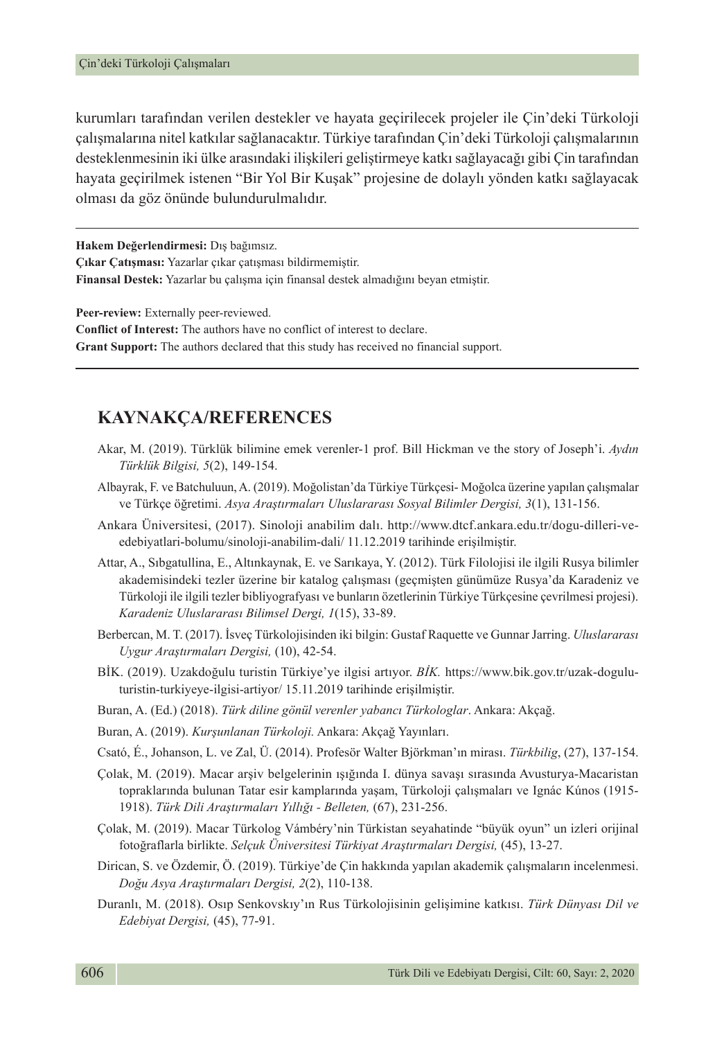kurumları tarafından verilen destekler ve hayata geçirilecek projeler ile Çin'deki Türkoloji çalışmalarına nitel katkılar sağlanacaktır. Türkiye tarafından Çin'deki Türkoloji çalışmalarının desteklenmesinin iki ülke arasındaki ilişkileri geliştirmeye katkı sağlayacağı gibi Çin tarafından hayata geçirilmek istenen "Bir Yol Bir Kuşak" projesine de dolaylı yönden katkı sağlayacak olması da göz önünde bulundurulmalıdır.

---

**Hakem Değerlendirmesi:** Dış bağımsız.
**Çıkar Çatışması:** Yazarlar çıkar çatışması bildirmemiştir.
**Finansal Destek:** Yazarlar bu çalışma için finansal destek almadığını beyan etmiştir.

**Peer-review:** Externally peer-reviewed.
**Conflict of Interest:** The authors have no conflict of interest to declare.
**Grant Support:** The authors declared that this study has received no financial support.

---

## KAYNAKÇA/REFERENCES

Akar, M. (2019). Türklük bilimine emek verenler-1 prof. Bill Hickman ve the story of Joseph'i. *Aydın Türklük Bilgisi, 5*(2), 149-154.

Albayrak, F. ve Batchuluun, A. (2019). Moğolistan'da Türkiye Türkçesi- Moğolca üzerine yapılan çalışmalar ve Türkçe öğretimi. *Asya Araştırmaları Uluslararası Sosyal Bilimler Dergisi, 3*(1), 131-156.

Ankara Üniversitesi, (2017). Sinoloji anabilim dalı. http://www.dtcf.ankara.edu.tr/dogu-dilleri-ve-edebiyatlari-bolumu/sinoloji-anabilim-dali/ 11.12.2019 tarihinde erişilmiştir.

Attar, A., Sıbgatullina, E., Altınkaynak, E. ve Sarıkaya, Y. (2012). Türk Filolojisi ile ilgili Rusya bilimler akademisindeki tezler üzerine bir katalog çalışması (geçmişten günümüze Rusya'da Karadeniz ve Türkoloji ile ilgili tezler bibliyografyası ve bunların özetlerinin Türkiye Türkçesine çevrilmesi projesi). *Karadeniz Uluslararası Bilimsel Dergi, 1*(15), 33-89.

Berbercan, M. T. (2017). İsveç Türkolojisinden iki bilgin: Gustaf Raquette ve Gunnar Jarring. *Uluslararası Uygur Araştırmaları Dergisi,* (10), 42-54.

BİK. (2019). Uzakdoğulu turistin Türkiye'ye ilgisi artıyor. *BİK.* https://www.bik.gov.tr/uzak-dogulu-turistin-turkiyeye-ilgisi-artiyor/ 15.11.2019 tarihinde erişilmiştir.

Buran, A. (Ed.) (2018). *Türk diline gönül verenler yabancı Türkologlar*. Ankara: Akçağ.

Buran, A. (2019). *Kurşunlanan Türkoloji.* Ankara: Akçağ Yayınları.

Csató, É., Johanson, L. ve Zal, Ü. (2014). Profesör Walter Björkman'ın mirası. *Türkbilig*, (27), 137-154.

Çolak, M. (2019). Macar arşiv belgelerinin ışığında I. dünya savaşı sırasında Avusturya-Macaristan topraklarında bulunan Tatar esir kamplarında yaşam, Türkoloji çalışmaları ve Ignác Kúnos (1915-1918). *Türk Dili Araştırmaları Yıllığı - Belleten,* (67), 231-256.

Çolak, M. (2019). Macar Türkolog Vámbéry'nin Türkistan seyahatinde "büyük oyun" un izleri orijinal fotoğraflarla birlikte. *Selçuk Üniversitesi Türkiyat Araştırmaları Dergisi,* (45), 13-27.

Dirican, S. ve Özdemir, Ö. (2019). Türkiye'de Çin hakkında yapılan akademik çalışmaların incelenmesi. *Doğu Asya Araştırmaları Dergisi, 2*(2), 110-138.

Duranlı, M. (2018). Osıp Senkovskıy'ın Rus Türkolojisinin gelişimine katkısı. *Türk Dünyası Dil ve Edebiyat Dergisi,* (45), 77-91.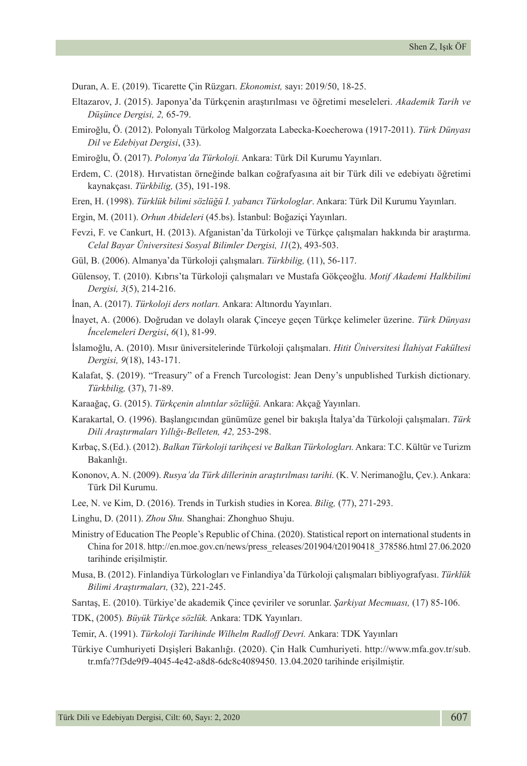Duran, A. E. (2019). Ticarette Çin Rüzgarı. *Ekonomist,* sayı: 2019/50, 18-25.

Eltazarov, J. (2015). Japonya'da Türkçenin araştırılması ve öğretimi meseleleri. *Akademik Tarih ve Düşünce Dergisi, 2,* 65-79.

Emiroğlu, Ö. (2012). Polonyalı Türkolog Malgorzata Labecka-Koecherowa (1917-2011). *Türk Dünyası Dil ve Edebiyat Dergisi*, (33).

Emiroğlu, Ö. (2017). *Polonya'da Türkoloji.* Ankara: Türk Dil Kurumu Yayınları.

Erdem, C. (2018). Hırvatistan örneğinde balkan coğrafyasına ait bir Türk dili ve edebiyatı öğretimi kaynakçası. *Türkbilig,* (35), 191-198.

Eren, H. (1998). *Türklük bilimi sözlüğü I. yabancı Türkologlar*. Ankara: Türk Dil Kurumu Yayınları.

Ergin, M. (2011). *Orhun Abideleri* (45.bs). İstanbul: Boğaziçi Yayınları.

Fevzi, F. ve Cankurt, H. (2013). Afganistan'da Türkoloji ve Türkçe çalışmaları hakkında bir araştırma. *Celal Bayar Üniversitesi Sosyal Bilimler Dergisi, 11*(2), 493-503.

Gül, B. (2006). Almanya'da Türkoloji çalışmaları. *Türkbilig,* (11), 56-117.

Gülensoy, T. (2010). Kıbrıs'ta Türkoloji çalışmaları ve Mustafa Gökçeoğlu. *Motif Akademi Halkbilimi Dergisi, 3*(5), 214-216.

İnan, A. (2017). *Türkoloji ders notları.* Ankara: Altınordu Yayınları.

İnayet, A. (2006). Doğrudan ve dolaylı olarak Çinceye geçen Türkçe kelimeler üzerine. *Türk Dünyası İncelemeleri Dergisi*, *6*(1), 81-99.

İslamoğlu, A. (2010). Mısır üniversitelerinde Türkoloji çalışmaları. *Hitit Üniversitesi İlahiyat Fakültesi Dergisi, 9*(18), 143-171.

Kalafat, Ş. (2019). "Treasury" of a French Turcologist: Jean Deny's unpublished Turkish dictionary. *Türkbilig,* (37), 71-89.

Karaağaç, G. (2015). *Türkçenin alıntılar sözlüğü.* Ankara: Akçağ Yayınları.

Karakartal, O. (1996). Başlangıcından günümüze genel bir bakışla İtalya'da Türkoloji çalışmaları. *Türk Dili Araştırmaları Yıllığı-Belleten, 42,* 253-298.

Kırbaç, S.(Ed.). (2012). *Balkan Türkoloji tarihçesi ve Balkan Türkologları.* Ankara: T.C. Kültür ve Turizm Bakanlığı.

Kononov, A. N. (2009). *Rusya'da Türk dillerinin araştırılması tarihi.* (K. V. Nerimanoğlu, Çev.). Ankara: Türk Dil Kurumu.

Lee, N. ve Kim, D. (2016). Trends in Turkish studies in Korea. *Bilig,* (77), 271-293.

Linghu, D. (2011). *Zhou Shu.* Shanghai: Zhonghuo Shuju.

Ministry of Education The People's Republic of China. (2020). Statistical report on international students in China for 2018. http://en.moe.gov.cn/news/press_releases/201904/t20190418_378586.html 27.06.2020 tarihinde erişilmiştir.

Musa, B. (2012). Finlandiya Türkologları ve Finlandiya'da Türkoloji çalışmaları bibliyografyası. *Türklük Bilimi Araştırmaları,* (32), 221-245.

Sarıtaş, E. (2010). Türkiye'de akademik Çince çeviriler ve sorunlar. *Şarkiyat Mecmuası,* (17) 85-106.

TDK, (2005)*. Büyük Türkçe sözlük.* Ankara: TDK Yayınları.

Temir, A. (1991). *Türkoloji Tarihinde Wilhelm Radloff Devri.* Ankara: TDK Yayınları

Türkiye Cumhuriyeti Dışişleri Bakanlığı. (2020). Çin Halk Cumhuriyeti. http://www.mfa.gov.tr/sub.tr.mfa?7f3de9f9-4045-4e42-a8d8-6dc8c4089450. 13.04.2020 tarihinde erişilmiştir.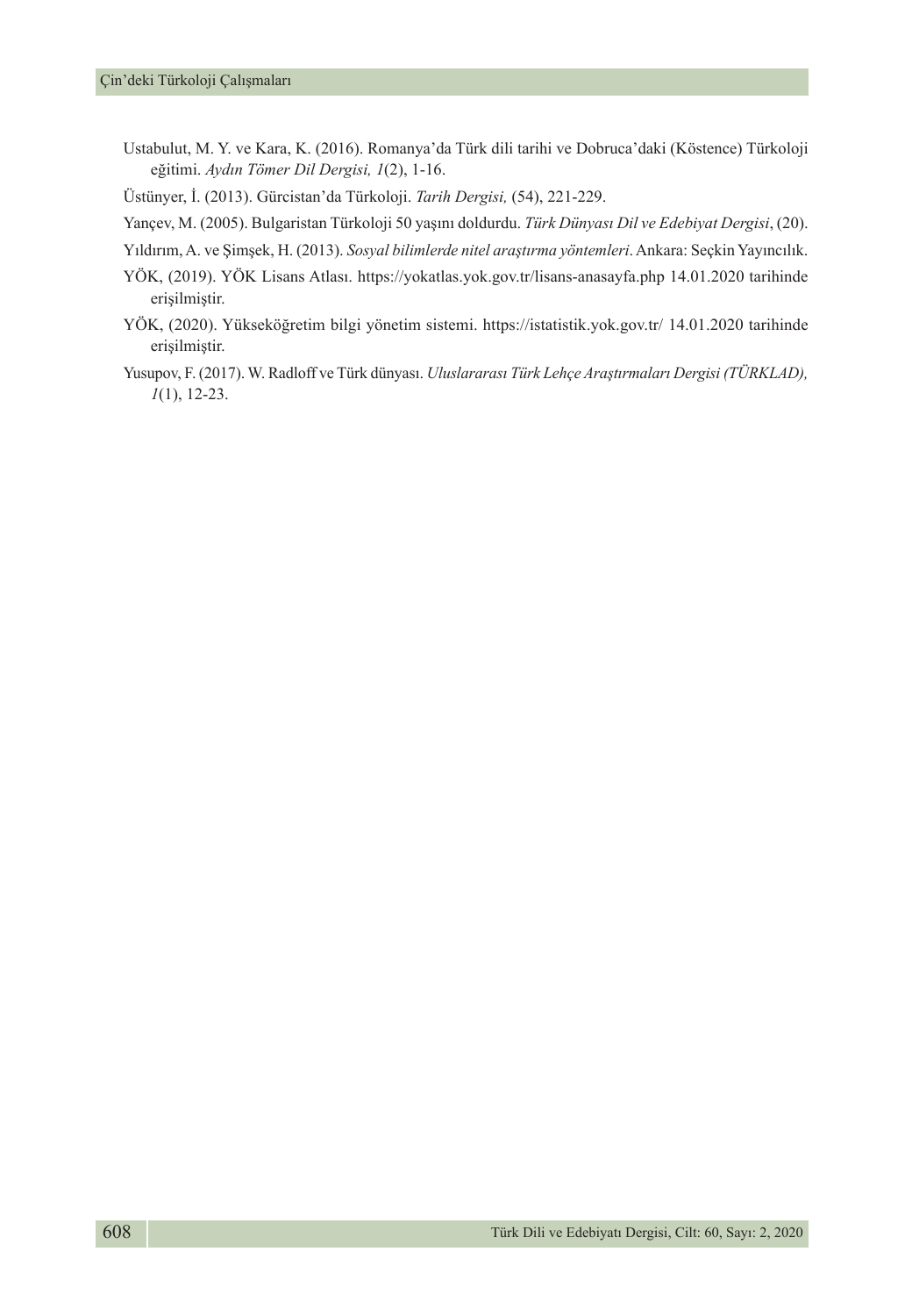Ustabulut, M. Y. ve Kara, K. (2016). Romanya'da Türk dili tarihi ve Dobruca'daki (Köstence) Türkoloji eğitimi. *Aydın Tömer Dil Dergisi, 1*(2), 1-16.

Üstünyer, İ. (2013). Gürcistan'da Türkoloji. *Tarih Dergisi,* (54), 221-229.

Yançev, M. (2005). Bulgaristan Türkoloji 50 yaşını doldurdu. *Türk Dünyası Dil ve Edebiyat Dergisi*, (20).

Yıldırım, A. ve Şimşek, H. (2013). *Sosyal bilimlerde nitel araştırma yöntemleri*. Ankara: Seçkin Yayıncılık.

YÖK, (2019). YÖK Lisans Atlası. https://yokatlas.yok.gov.tr/lisans-anasayfa.php 14.01.2020 tarihinde erişilmiştir.

YÖK, (2020). Yükseköğretim bilgi yönetim sistemi. https://istatistik.yok.gov.tr/ 14.01.2020 tarihinde erişilmiştir.

Yusupov, F. (2017). W. Radloff ve Türk dünyası. *Uluslararası Türk Lehçe Araştırmaları Dergisi (TÜRKLAD), 1*(1), 12-23.